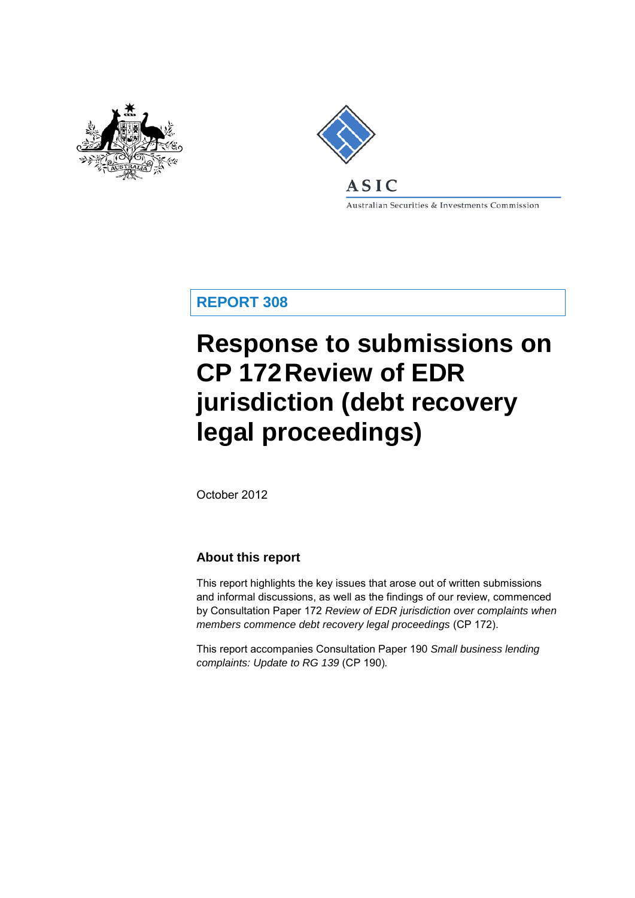REPORT 308

# Response to submissions on CP 172 Review of EDR jurisdiction (debt recovery legal proceedings)

October 2012

## About this report

This report highlights the key issues that arose out of written submissions and informal discussions, as well as the findings of our review, commenced by Consultation Paper 172 *Review of EDR jurisdiction over complaints when members commence debt recovery legal proceedings* (CP 172).

This report accompanies Consultation Paper 190 *Small business lending complaints: Update to RG 139* (CP 190).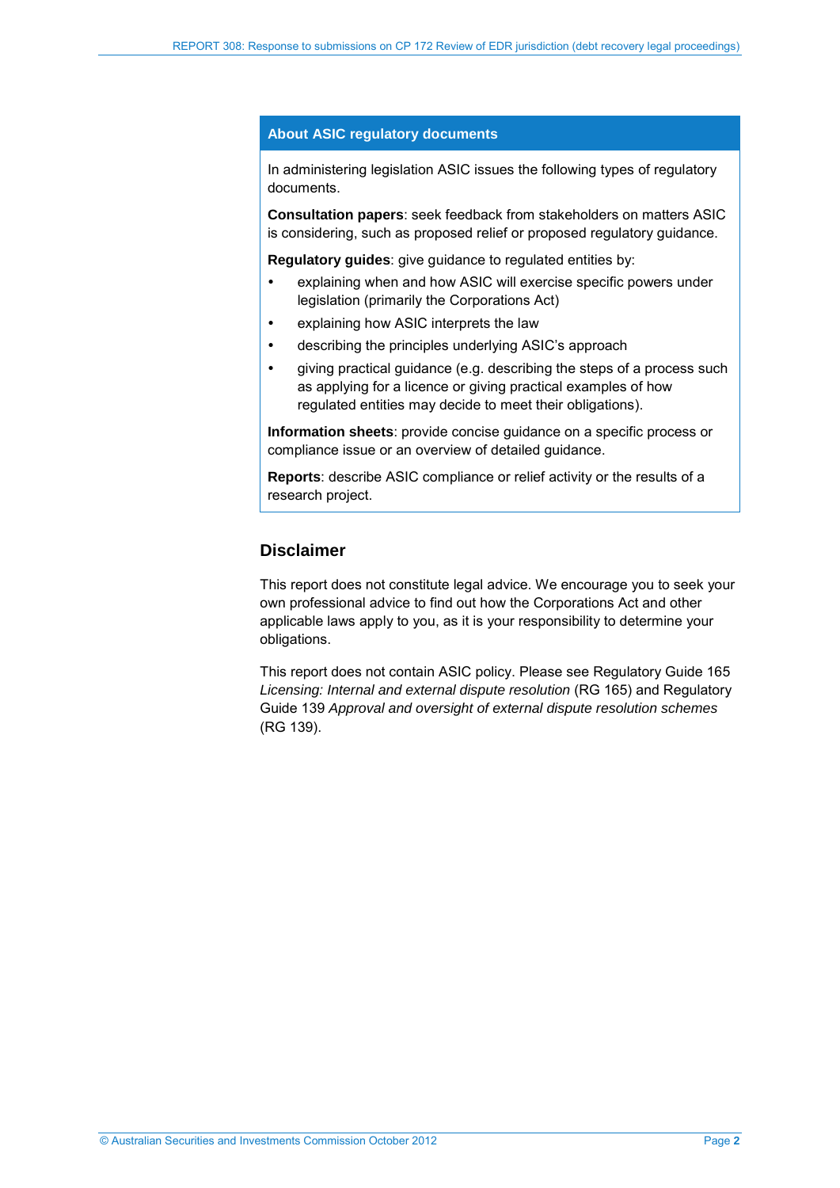## About ASIC regulatory documents

In administering legislation ASIC issues the following types of regulatory documents.

**Consultation papers**: seek feedback from stakeholders on matters ASIC is considering, such as proposed relief or proposed regulatory guidance.

**Regulatory guides**: give guidance to regulated entities by:

- explaining when and how ASIC will exercise specific powers under legislation (primarily the Corporations Act)
- explaining how ASIC interprets the law
- describing the principles underlying ASIC's approach
- giving practical guidance (e.g. describing the steps of a process such as applying for a licence or giving practical examples of how regulated entities may decide to meet their obligations).

**Information sheets**: provide concise guidance on a specific process or compliance issue or an overview of detailed guidance.

**Reports**: describe ASIC compliance or relief activity or the results of a research project.

## Disclaimer

This report does not constitute legal advice. We encourage you to seek your own professional advice to find out how the Corporations Act and other applicable laws apply to you, as it is your responsibility to determine your obligations.

This report does not contain ASIC policy. Please see Regulatory Guide 165 *Licensing: Internal and external dispute resolution* (RG 165) and Regulatory Guide 139 *Approval and oversight of external dispute resolution schemes* (RG 139).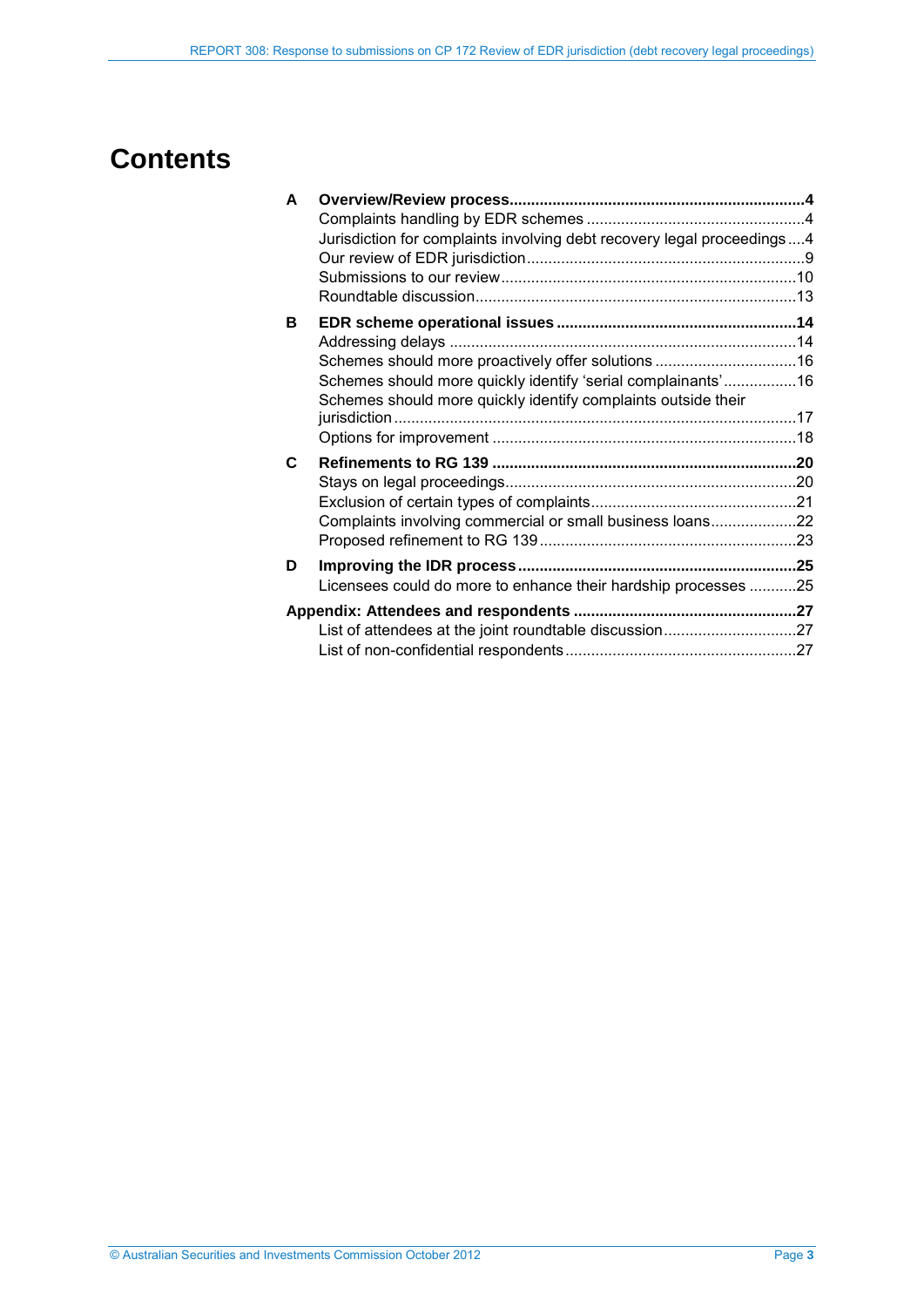# Contents

**A Overview/Review process** .... 4

- Complaints handling by EDR schemes .... 4
- Jurisdiction for complaints involving debt recovery legal proceedings .... 4
- Our review of EDR jurisdiction .... 9
- Submissions to our review .... 10
- Roundtable discussion .... 13

**B EDR scheme operational issues** .... 14

- Addressing delays .... 14
- Schemes should more proactively offer solutions .... 16
- Schemes should more quickly identify 'serial complainants' .... 16
- Schemes should more quickly identify complaints outside their jurisdiction .... 17
- Options for improvement .... 18

**C Refinements to RG 139** .... 20

- Stays on legal proceedings .... 20
- Exclusion of certain types of complaints .... 21
- Complaints involving commercial or small business loans .... 22
- Proposed refinement to RG 139 .... 23

**D Improving the IDR process** .... 25

- Licensees could do more to enhance their hardship processes .... 25

**Appendix: Attendees and respondents** .... 27

- List of attendees at the joint roundtable discussion .... 27
- List of non-confidential respondents .... 27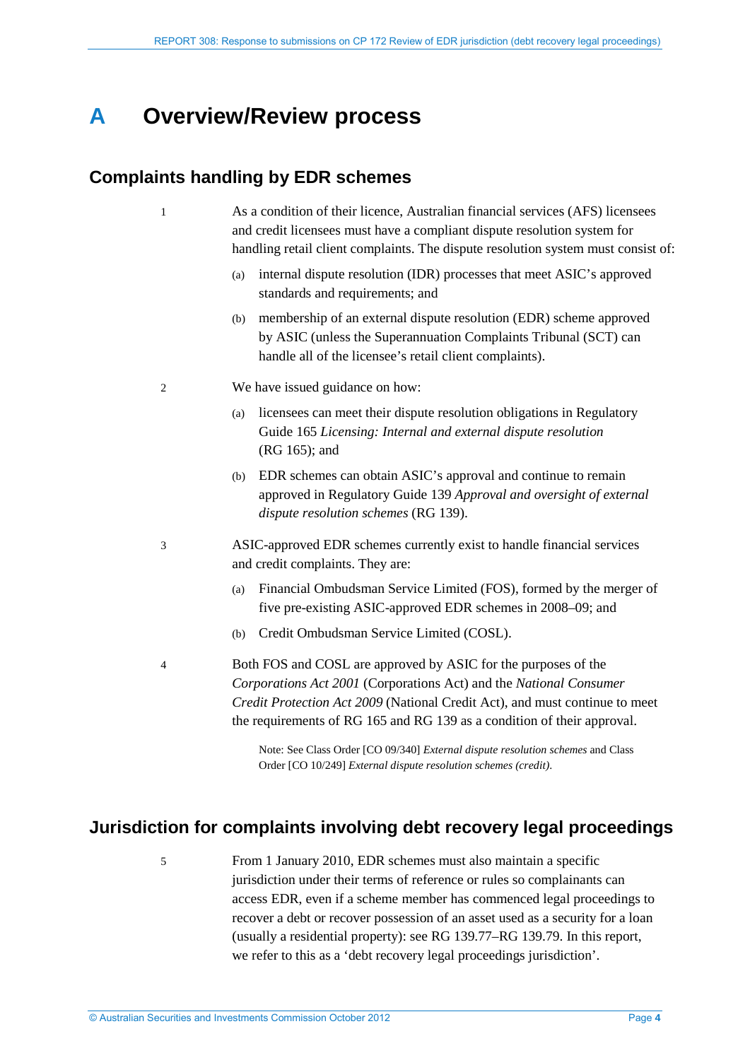# A Overview/Review process

## Complaints handling by EDR schemes

1 As a condition of their licence, Australian financial services (AFS) licensees and credit licensees must have a compliant dispute resolution system for handling retail client complaints. The dispute resolution system must consist of:

(a) internal dispute resolution (IDR) processes that meet ASIC's approved standards and requirements; and

(b) membership of an external dispute resolution (EDR) scheme approved by ASIC (unless the Superannuation Complaints Tribunal (SCT) can handle all of the licensee's retail client complaints).

2 We have issued guidance on how:

(a) licensees can meet their dispute resolution obligations in Regulatory Guide 165 *Licensing: Internal and external dispute resolution* (RG 165); and

(b) EDR schemes can obtain ASIC's approval and continue to remain approved in Regulatory Guide 139 *Approval and oversight of external dispute resolution schemes* (RG 139).

3 ASIC-approved EDR schemes currently exist to handle financial services and credit complaints. They are:

(a) Financial Ombudsman Service Limited (FOS), formed by the merger of five pre-existing ASIC-approved EDR schemes in 2008–09; and

(b) Credit Ombudsman Service Limited (COSL).

4 Both FOS and COSL are approved by ASIC for the purposes of the *Corporations Act 2001* (Corporations Act) and the *National Consumer Credit Protection Act 2009* (National Credit Act), and must continue to meet the requirements of RG 165 and RG 139 as a condition of their approval.

Note: See Class Order [CO 09/340] *External dispute resolution schemes* and Class Order [CO 10/249] *External dispute resolution schemes (credit)*.

## Jurisdiction for complaints involving debt recovery legal proceedings

5 From 1 January 2010, EDR schemes must also maintain a specific jurisdiction under their terms of reference or rules so complainants can access EDR, even if a scheme member has commenced legal proceedings to recover a debt or recover possession of an asset used as a security for a loan (usually a residential property): see RG 139.77–RG 139.79. In this report, we refer to this as a 'debt recovery legal proceedings jurisdiction'.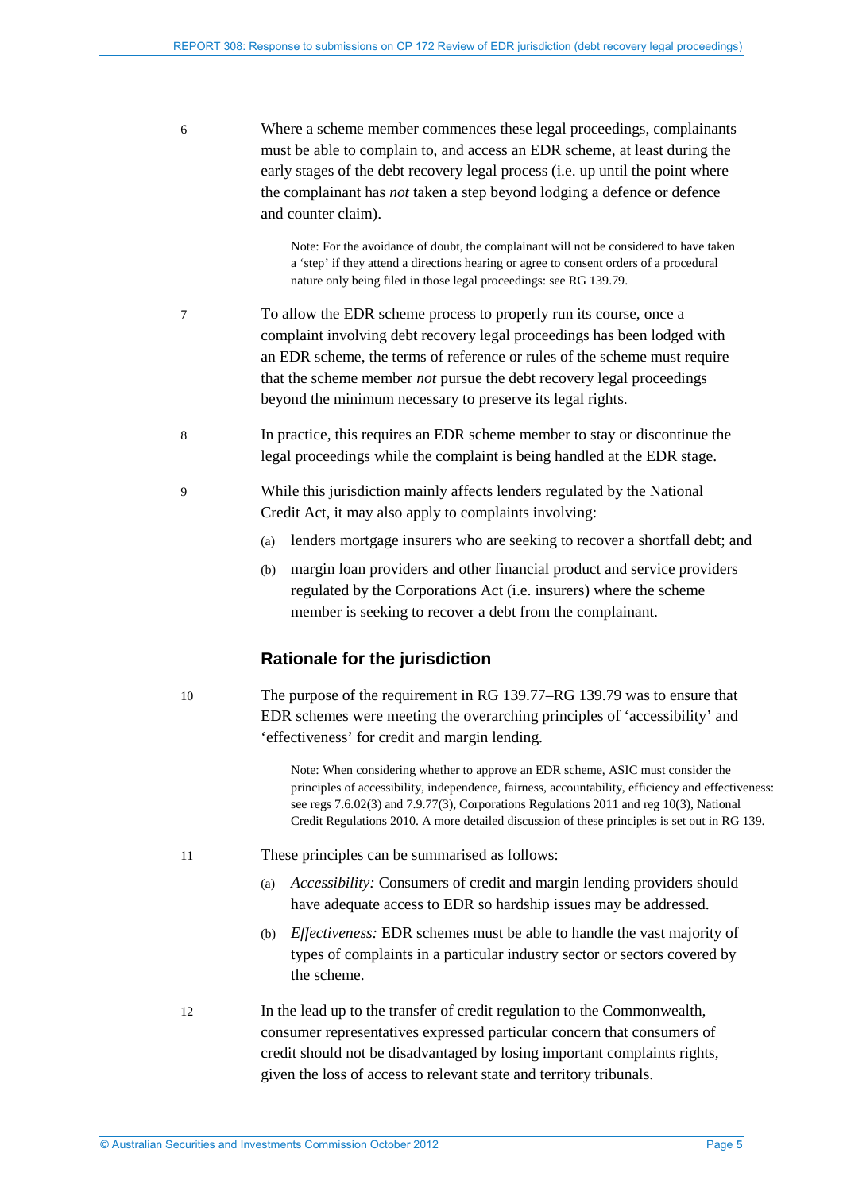6 Where a scheme member commences these legal proceedings, complainants must be able to complain to, and access an EDR scheme, at least during the early stages of the debt recovery legal process (i.e. up until the point where the complainant has *not* taken a step beyond lodging a defence or defence and counter claim).

> Note: For the avoidance of doubt, the complainant will not be considered to have taken a 'step' if they attend a directions hearing or agree to consent orders of a procedural nature only being filed in those legal proceedings: see RG 139.79.

7 To allow the EDR scheme process to properly run its course, once a complaint involving debt recovery legal proceedings has been lodged with an EDR scheme, the terms of reference or rules of the scheme must require that the scheme member *not* pursue the debt recovery legal proceedings beyond the minimum necessary to preserve its legal rights.

8 In practice, this requires an EDR scheme member to stay or discontinue the legal proceedings while the complaint is being handled at the EDR stage.

9 While this jurisdiction mainly affects lenders regulated by the National Credit Act, it may also apply to complaints involving:

(a) lenders mortgage insurers who are seeking to recover a shortfall debt; and

(b) margin loan providers and other financial product and service providers regulated by the Corporations Act (i.e. insurers) where the scheme member is seeking to recover a debt from the complainant.

## Rationale for the jurisdiction

10 The purpose of the requirement in RG 139.77–RG 139.79 was to ensure that EDR schemes were meeting the overarching principles of 'accessibility' and 'effectiveness' for credit and margin lending.

> Note: When considering whether to approve an EDR scheme, ASIC must consider the principles of accessibility, independence, fairness, accountability, efficiency and effectiveness: see regs 7.6.02(3) and 7.9.77(3), Corporations Regulations 2011 and reg 10(3), National Credit Regulations 2010. A more detailed discussion of these principles is set out in RG 139.

11 These principles can be summarised as follows:

(a) *Accessibility:* Consumers of credit and margin lending providers should have adequate access to EDR so hardship issues may be addressed.

(b) *Effectiveness:* EDR schemes must be able to handle the vast majority of types of complaints in a particular industry sector or sectors covered by the scheme.

12 In the lead up to the transfer of credit regulation to the Commonwealth, consumer representatives expressed particular concern that consumers of credit should not be disadvantaged by losing important complaints rights, given the loss of access to relevant state and territory tribunals.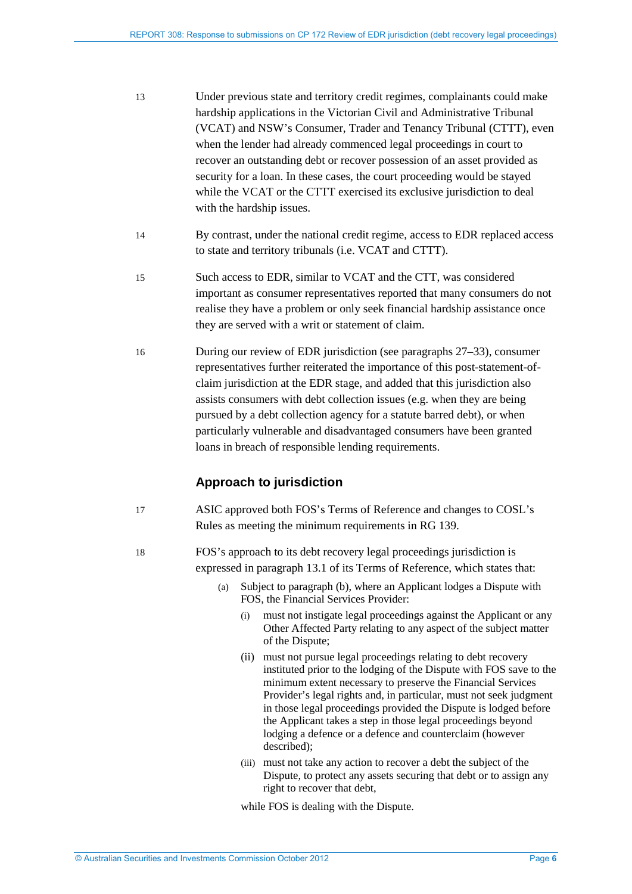13 Under previous state and territory credit regimes, complainants could make hardship applications in the Victorian Civil and Administrative Tribunal (VCAT) and NSW's Consumer, Trader and Tenancy Tribunal (CTTT), even when the lender had already commenced legal proceedings in court to recover an outstanding debt or recover possession of an asset provided as security for a loan. In these cases, the court proceeding would be stayed while the VCAT or the CTTT exercised its exclusive jurisdiction to deal with the hardship issues.

14 By contrast, under the national credit regime, access to EDR replaced access to state and territory tribunals (i.e. VCAT and CTTT).

15 Such access to EDR, similar to VCAT and the CTT, was considered important as consumer representatives reported that many consumers do not realise they have a problem or only seek financial hardship assistance once they are served with a writ or statement of claim.

16 During our review of EDR jurisdiction (see paragraphs 27–33), consumer representatives further reiterated the importance of this post-statement-of-claim jurisdiction at the EDR stage, and added that this jurisdiction also assists consumers with debt collection issues (e.g. when they are being pursued by a debt collection agency for a statute barred debt), or when particularly vulnerable and disadvantaged consumers have been granted loans in breach of responsible lending requirements.

### Approach to jurisdiction

17 ASIC approved both FOS's Terms of Reference and changes to COSL's Rules as meeting the minimum requirements in RG 139.

18 FOS's approach to its debt recovery legal proceedings jurisdiction is expressed in paragraph 13.1 of its Terms of Reference, which states that:

> (a) Subject to paragraph (b), where an Applicant lodges a Dispute with FOS, the Financial Services Provider:
>
> (i) must not instigate legal proceedings against the Applicant or any Other Affected Party relating to any aspect of the subject matter of the Dispute;
>
> (ii) must not pursue legal proceedings relating to debt recovery instituted prior to the lodging of the Dispute with FOS save to the minimum extent necessary to preserve the Financial Services Provider's legal rights and, in particular, must not seek judgment in those legal proceedings provided the Dispute is lodged before the Applicant takes a step in those legal proceedings beyond lodging a defence or a defence and counterclaim (however described);
>
> (iii) must not take any action to recover a debt the subject of the Dispute, to protect any assets securing that debt or to assign any right to recover that debt,
>
> while FOS is dealing with the Dispute.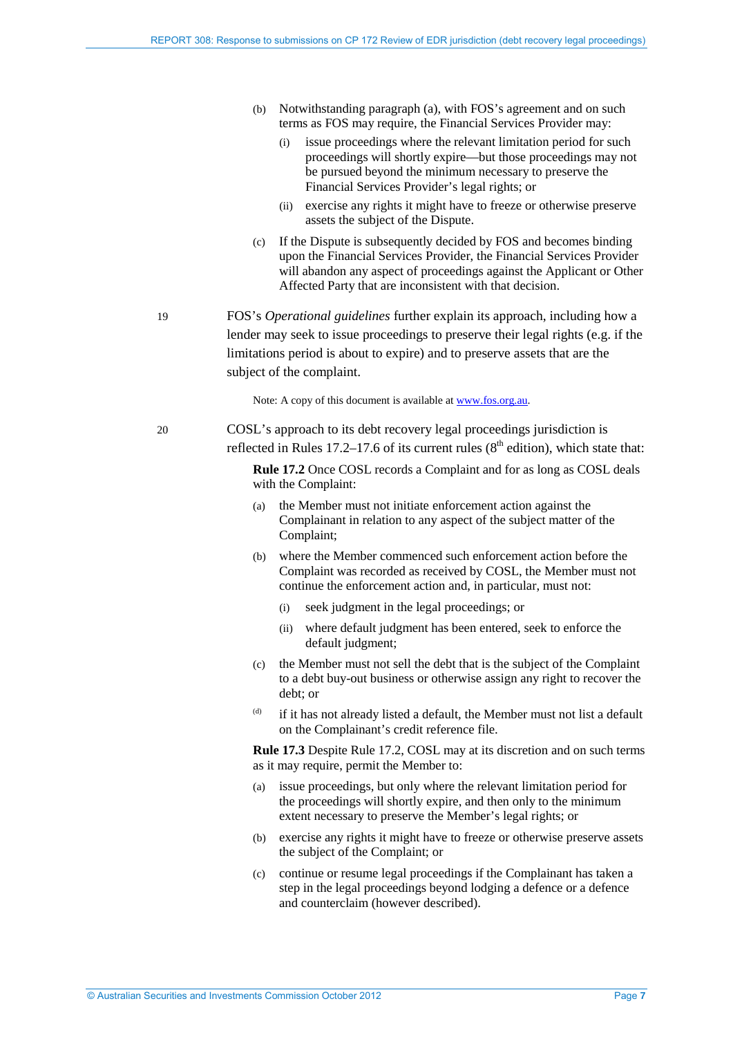(b) Notwithstanding paragraph (a), with FOS's agreement and on such terms as FOS may require, the Financial Services Provider may:

   (i) issue proceedings where the relevant limitation period for such proceedings will shortly expire—but those proceedings may not be pursued beyond the minimum necessary to preserve the Financial Services Provider's legal rights; or

   (ii) exercise any rights it might have to freeze or otherwise preserve assets the subject of the Dispute.

(c) If the Dispute is subsequently decided by FOS and becomes binding upon the Financial Services Provider, the Financial Services Provider will abandon any aspect of proceedings against the Applicant or Other Affected Party that are inconsistent with that decision.

19 FOS's *Operational guidelines* further explain its approach, including how a lender may seek to issue proceedings to preserve their legal rights (e.g. if the limitations period is about to expire) and to preserve assets that are the subject of the complaint.

Note: A copy of this document is available at www.fos.org.au.

20 COSL's approach to its debt recovery legal proceedings jurisdiction is reflected in Rules 17.2–17.6 of its current rules (8th edition), which state that:

**Rule 17.2** Once COSL records a Complaint and for as long as COSL deals with the Complaint:

(a) the Member must not initiate enforcement action against the Complainant in relation to any aspect of the subject matter of the Complaint;

(b) where the Member commenced such enforcement action before the Complaint was recorded as received by COSL, the Member must not continue the enforcement action and, in particular, must not:

   (i) seek judgment in the legal proceedings; or

   (ii) where default judgment has been entered, seek to enforce the default judgment;

(c) the Member must not sell the debt that is the subject of the Complaint to a debt buy-out business or otherwise assign any right to recover the debt; or

(d) if it has not already listed a default, the Member must not list a default on the Complainant's credit reference file.

**Rule 17.3** Despite Rule 17.2, COSL may at its discretion and on such terms as it may require, permit the Member to:

(a) issue proceedings, but only where the relevant limitation period for the proceedings will shortly expire, and then only to the minimum extent necessary to preserve the Member's legal rights; or

(b) exercise any rights it might have to freeze or otherwise preserve assets the subject of the Complaint; or

(c) continue or resume legal proceedings if the Complainant has taken a step in the legal proceedings beyond lodging a defence or a defence and counterclaim (however described).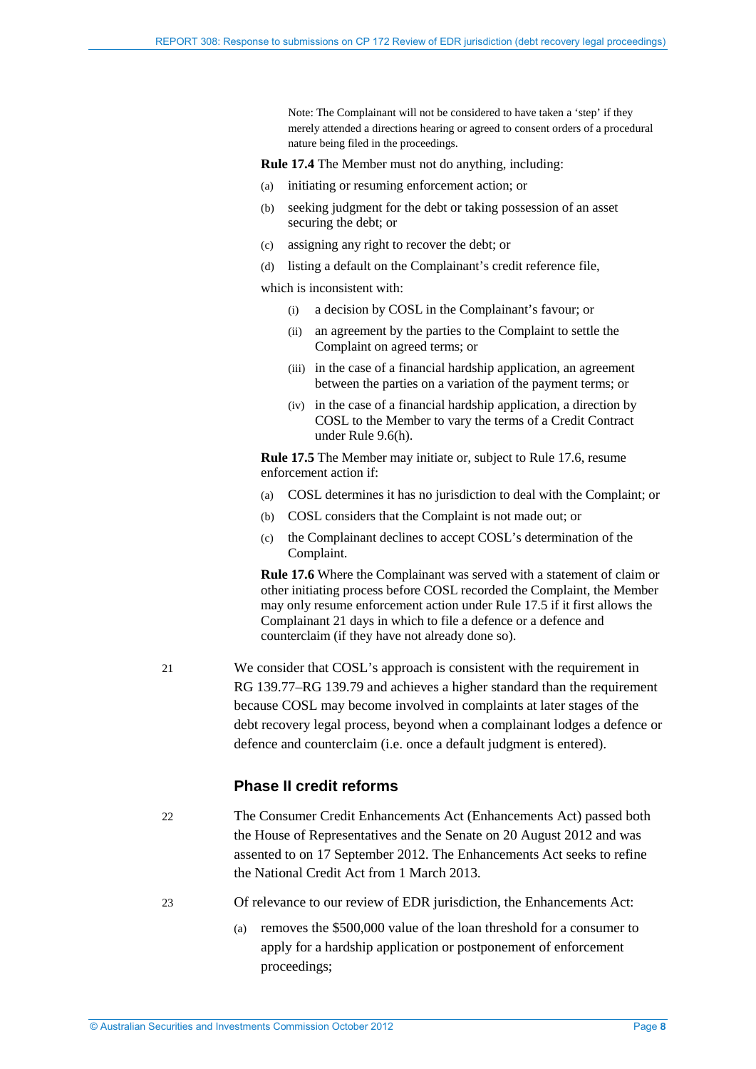> Note: The Complainant will not be considered to have taken a 'step' if they merely attended a directions hearing or agreed to consent orders of a procedural nature being filed in the proceedings.

**Rule 17.4** The Member must not do anything, including:

(a) initiating or resuming enforcement action; or

(b) seeking judgment for the debt or taking possession of an asset securing the debt; or

(c) assigning any right to recover the debt; or

(d) listing a default on the Complainant's credit reference file,

which is inconsistent with:

(i) a decision by COSL in the Complainant's favour; or

(ii) an agreement by the parties to the Complaint to settle the Complaint on agreed terms; or

(iii) in the case of a financial hardship application, an agreement between the parties on a variation of the payment terms; or

(iv) in the case of a financial hardship application, a direction by COSL to the Member to vary the terms of a Credit Contract under Rule 9.6(h).

**Rule 17.5** The Member may initiate or, subject to Rule 17.6, resume enforcement action if:

(a) COSL determines it has no jurisdiction to deal with the Complaint; or

(b) COSL considers that the Complaint is not made out; or

(c) the Complainant declines to accept COSL's determination of the Complaint.

**Rule 17.6** Where the Complainant was served with a statement of claim or other initiating process before COSL recorded the Complaint, the Member may only resume enforcement action under Rule 17.5 if it first allows the Complainant 21 days in which to file a defence or a defence and counterclaim (if they have not already done so).

21 We consider that COSL's approach is consistent with the requirement in RG 139.77–RG 139.79 and achieves a higher standard than the requirement because COSL may become involved in complaints at later stages of the debt recovery legal process, beyond when a complainant lodges a defence or defence and counterclaim (i.e. once a default judgment is entered).

## Phase II credit reforms

22 The Consumer Credit Enhancements Act (Enhancements Act) passed both the House of Representatives and the Senate on 20 August 2012 and was assented to on 17 September 2012. The Enhancements Act seeks to refine the National Credit Act from 1 March 2013.

23 Of relevance to our review of EDR jurisdiction, the Enhancements Act:

(a) removes the $500,000 value of the loan threshold for a consumer to apply for a hardship application or postponement of enforcement proceedings;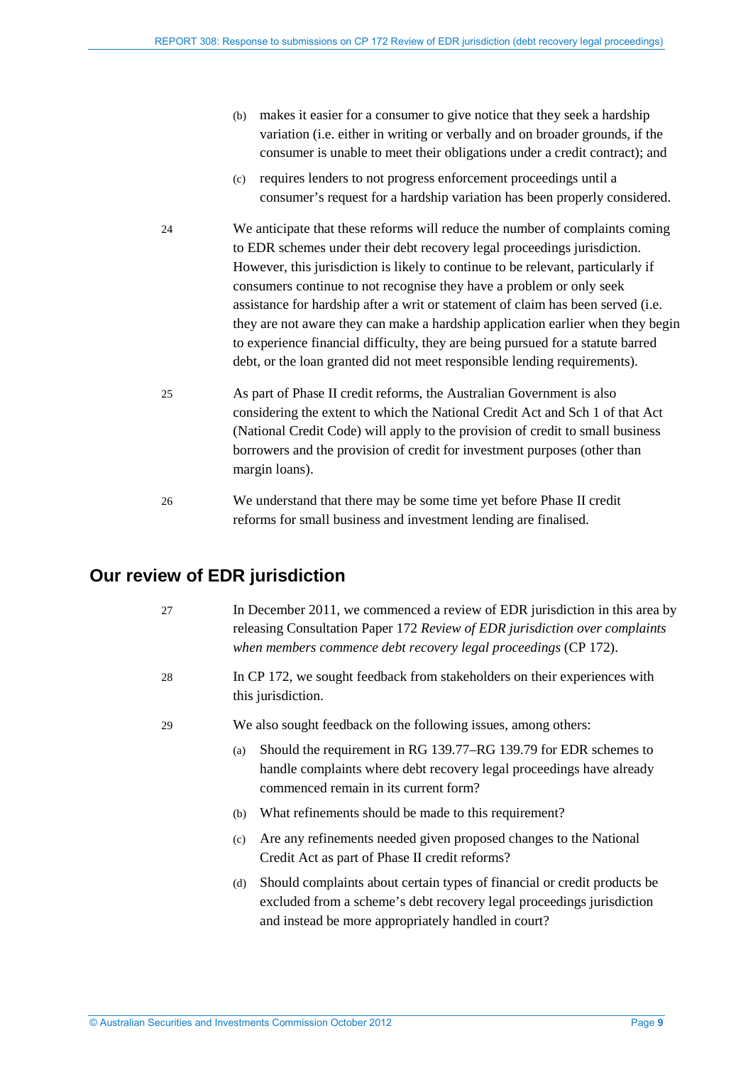(b) makes it easier for a consumer to give notice that they seek a hardship variation (i.e. either in writing or verbally and on broader grounds, if the consumer is unable to meet their obligations under a credit contract); and

(c) requires lenders to not progress enforcement proceedings until a consumer's request for a hardship variation has been properly considered.

24 We anticipate that these reforms will reduce the number of complaints coming to EDR schemes under their debt recovery legal proceedings jurisdiction. However, this jurisdiction is likely to continue to be relevant, particularly if consumers continue to not recognise they have a problem or only seek assistance for hardship after a writ or statement of claim has been served (i.e. they are not aware they can make a hardship application earlier when they begin to experience financial difficulty, they are being pursued for a statute barred debt, or the loan granted did not meet responsible lending requirements).

25 As part of Phase II credit reforms, the Australian Government is also considering the extent to which the National Credit Act and Sch 1 of that Act (National Credit Code) will apply to the provision of credit to small business borrowers and the provision of credit for investment purposes (other than margin loans).

26 We understand that there may be some time yet before Phase II credit reforms for small business and investment lending are finalised.

## Our review of EDR jurisdiction

27 In December 2011, we commenced a review of EDR jurisdiction in this area by releasing Consultation Paper 172 *Review of EDR jurisdiction over complaints when members commence debt recovery legal proceedings* (CP 172).

28 In CP 172, we sought feedback from stakeholders on their experiences with this jurisdiction.

29 We also sought feedback on the following issues, among others:

(a) Should the requirement in RG 139.77–RG 139.79 for EDR schemes to handle complaints where debt recovery legal proceedings have already commenced remain in its current form?

(b) What refinements should be made to this requirement?

(c) Are any refinements needed given proposed changes to the National Credit Act as part of Phase II credit reforms?

(d) Should complaints about certain types of financial or credit products be excluded from a scheme's debt recovery legal proceedings jurisdiction and instead be more appropriately handled in court?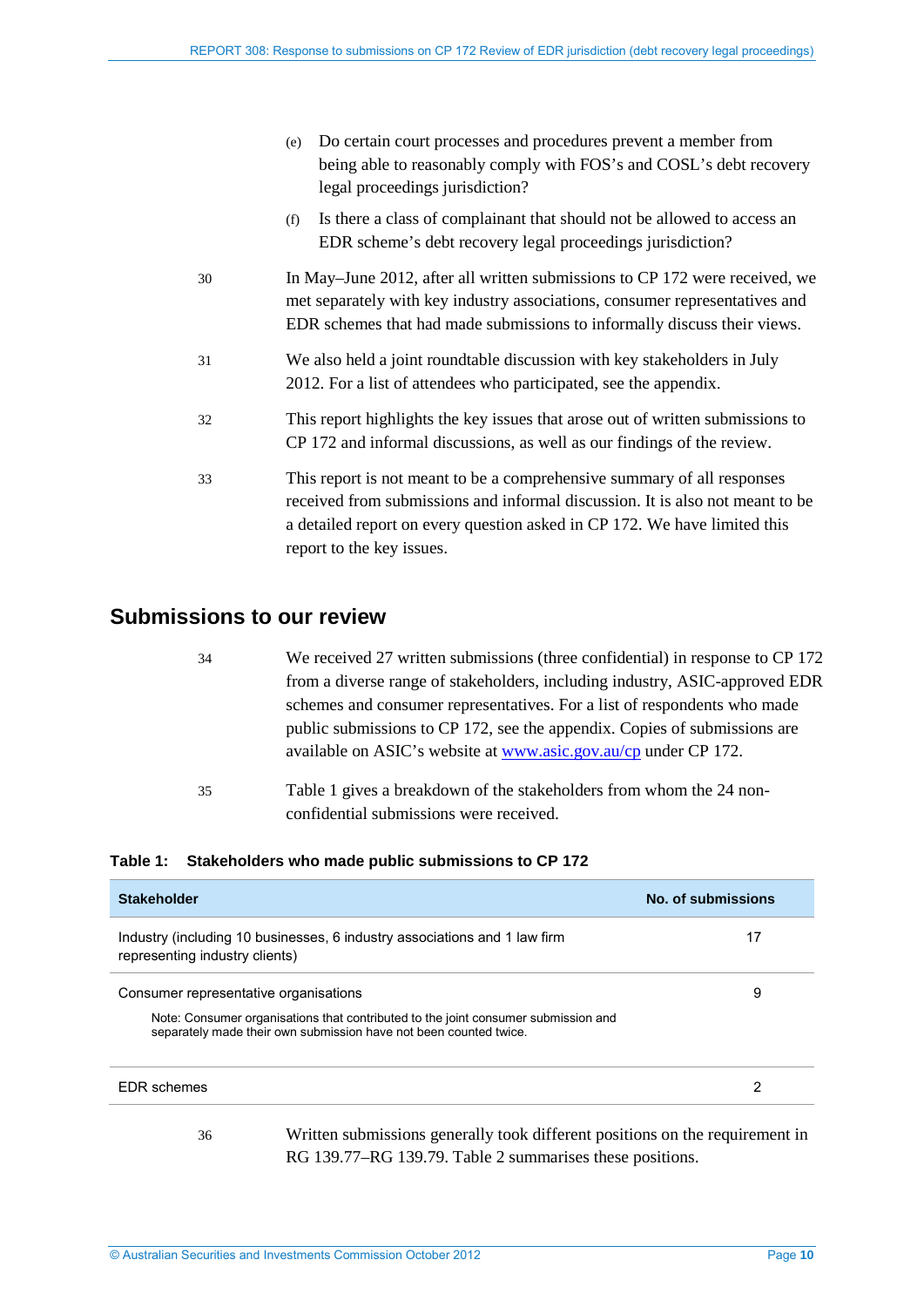(e) Do certain court processes and procedures prevent a member from being able to reasonably comply with FOS's and COSL's debt recovery legal proceedings jurisdiction?

(f) Is there a class of complainant that should not be allowed to access an EDR scheme's debt recovery legal proceedings jurisdiction?

30 In May–June 2012, after all written submissions to CP 172 were received, we met separately with key industry associations, consumer representatives and EDR schemes that had made submissions to informally discuss their views.

31 We also held a joint roundtable discussion with key stakeholders in July 2012. For a list of attendees who participated, see the appendix.

32 This report highlights the key issues that arose out of written submissions to CP 172 and informal discussions, as well as our findings of the review.

33 This report is not meant to be a comprehensive summary of all responses received from submissions and informal discussion. It is also not meant to be a detailed report on every question asked in CP 172. We have limited this report to the key issues.

## Submissions to our review

34 We received 27 written submissions (three confidential) in response to CP 172 from a diverse range of stakeholders, including industry, ASIC-approved EDR schemes and consumer representatives. For a list of respondents who made public submissions to CP 172, see the appendix. Copies of submissions are available on ASIC's website at [www.asic.gov.au/cp](www.asic.gov.au/cp) under CP 172.

35 Table 1 gives a breakdown of the stakeholders from whom the 24 non-confidential submissions were received.

**Table 1: Stakeholders who made public submissions to CP 172**

| Stakeholder | No. of submissions |
|---|---|
| Industry (including 10 businesses, 6 industry associations and 1 law firm representing industry clients) | 17 |
| Consumer representative organisations<br>Note: Consumer organisations that contributed to the joint consumer submission and separately made their own submission have not been counted twice. | 9 |
| EDR schemes | 2 |

36 Written submissions generally took different positions on the requirement in RG 139.77–RG 139.79. Table 2 summarises these positions.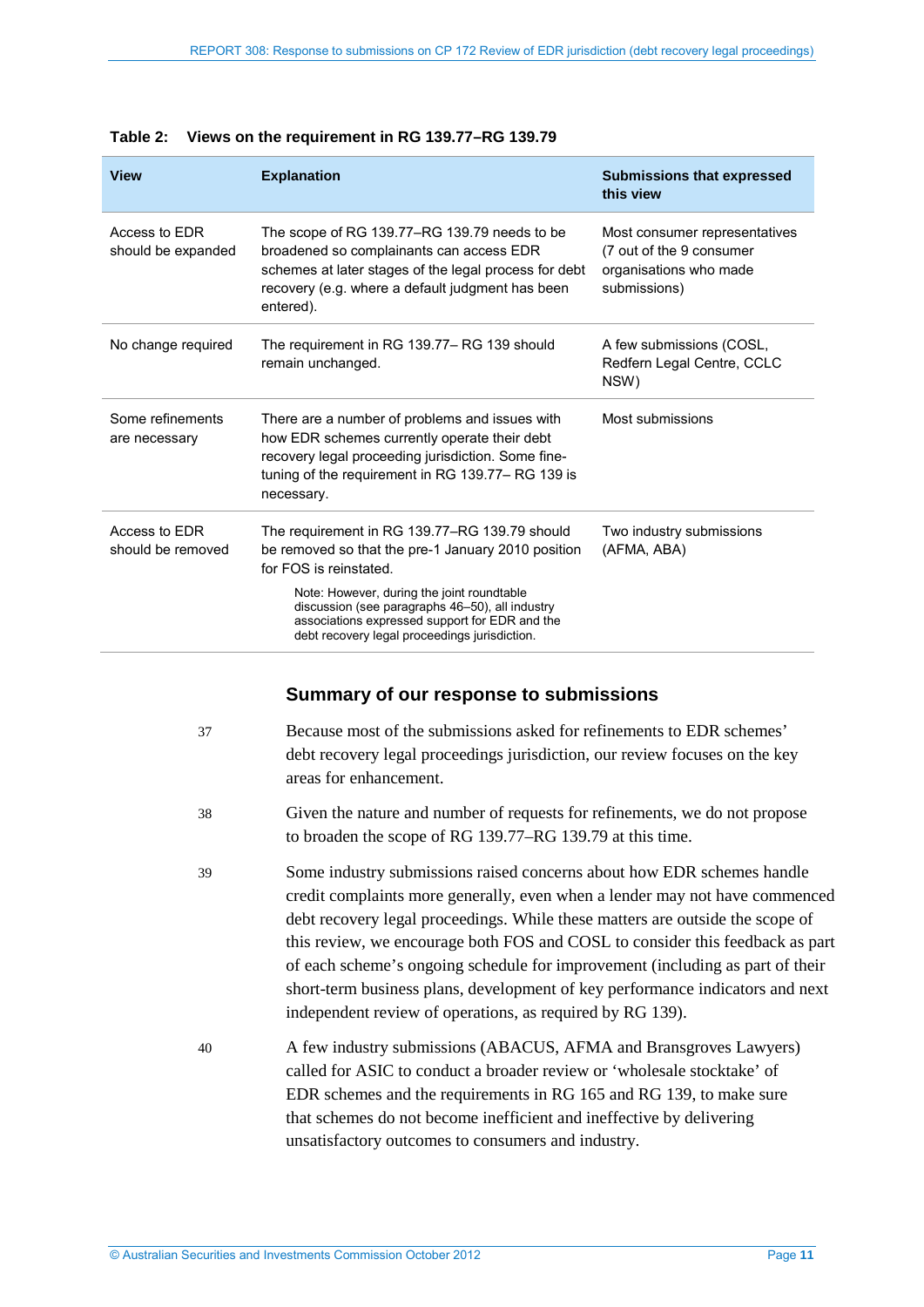**Table 2: Views on the requirement in RG 139.77–RG 139.79**

| View | Explanation | Submissions that expressed this view |
|---|---|---|
| Access to EDR should be expanded | The scope of RG 139.77–RG 139.79 needs to be broadened so complainants can access EDR schemes at later stages of the legal process for debt recovery (e.g. where a default judgment has been entered). | Most consumer representatives (7 out of the 9 consumer organisations who made submissions) |
| No change required | The requirement in RG 139.77– RG 139 should remain unchanged. | A few submissions (COSL, Redfern Legal Centre, CCLC NSW) |
| Some refinements are necessary | There are a number of problems and issues with how EDR schemes currently operate their debt recovery legal proceeding jurisdiction. Some fine-tuning of the requirement in RG 139.77– RG 139 is necessary. | Most submissions |
| Access to EDR should be removed | The requirement in RG 139.77–RG 139.79 should be removed so that the pre-1 January 2010 position for FOS is reinstated. Note: However, during the joint roundtable discussion (see paragraphs 46–50), all industry associations expressed support for EDR and the debt recovery legal proceedings jurisdiction. | Two industry submissions (AFMA, ABA) |

## Summary of our response to submissions

37 Because most of the submissions asked for refinements to EDR schemes' debt recovery legal proceedings jurisdiction, our review focuses on the key areas for enhancement.

38 Given the nature and number of requests for refinements, we do not propose to broaden the scope of RG 139.77–RG 139.79 at this time.

39 Some industry submissions raised concerns about how EDR schemes handle credit complaints more generally, even when a lender may not have commenced debt recovery legal proceedings. While these matters are outside the scope of this review, we encourage both FOS and COSL to consider this feedback as part of each scheme's ongoing schedule for improvement (including as part of their short-term business plans, development of key performance indicators and next independent review of operations, as required by RG 139).

40 A few industry submissions (ABACUS, AFMA and Bransgroves Lawyers) called for ASIC to conduct a broader review or 'wholesale stocktake' of EDR schemes and the requirements in RG 165 and RG 139, to make sure that schemes do not become inefficient and ineffective by delivering unsatisfactory outcomes to consumers and industry.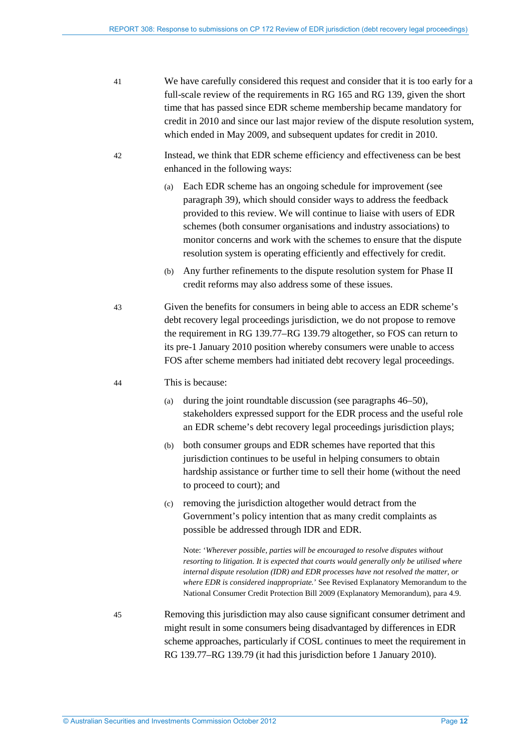41 We have carefully considered this request and consider that it is too early for a full-scale review of the requirements in RG 165 and RG 139, given the short time that has passed since EDR scheme membership became mandatory for credit in 2010 and since our last major review of the dispute resolution system, which ended in May 2009, and subsequent updates for credit in 2010.

42 Instead, we think that EDR scheme efficiency and effectiveness can be best enhanced in the following ways:

(a) Each EDR scheme has an ongoing schedule for improvement (see paragraph 39), which should consider ways to address the feedback provided to this review. We will continue to liaise with users of EDR schemes (both consumer organisations and industry associations) to monitor concerns and work with the schemes to ensure that the dispute resolution system is operating efficiently and effectively for credit.

(b) Any further refinements to the dispute resolution system for Phase II credit reforms may also address some of these issues.

43 Given the benefits for consumers in being able to access an EDR scheme's debt recovery legal proceedings jurisdiction, we do not propose to remove the requirement in RG 139.77–RG 139.79 altogether, so FOS can return to its pre-1 January 2010 position whereby consumers were unable to access FOS after scheme members had initiated debt recovery legal proceedings.

44 This is because:

(a) during the joint roundtable discussion (see paragraphs 46–50), stakeholders expressed support for the EDR process and the useful role an EDR scheme's debt recovery legal proceedings jurisdiction plays;

(b) both consumer groups and EDR schemes have reported that this jurisdiction continues to be useful in helping consumers to obtain hardship assistance or further time to sell their home (without the need to proceed to court); and

(c) removing the jurisdiction altogether would detract from the Government's policy intention that as many credit complaints as possible be addressed through IDR and EDR.

Note: '*Wherever possible, parties will be encouraged to resolve disputes without resorting to litigation. It is expected that courts would generally only be utilised where internal dispute resolution (IDR) and EDR processes have not resolved the matter, or where EDR is considered inappropriate.*' See Revised Explanatory Memorandum to the National Consumer Credit Protection Bill 2009 (Explanatory Memorandum), para 4.9.

45 Removing this jurisdiction may also cause significant consumer detriment and might result in some consumers being disadvantaged by differences in EDR scheme approaches, particularly if COSL continues to meet the requirement in RG 139.77–RG 139.79 (it had this jurisdiction before 1 January 2010).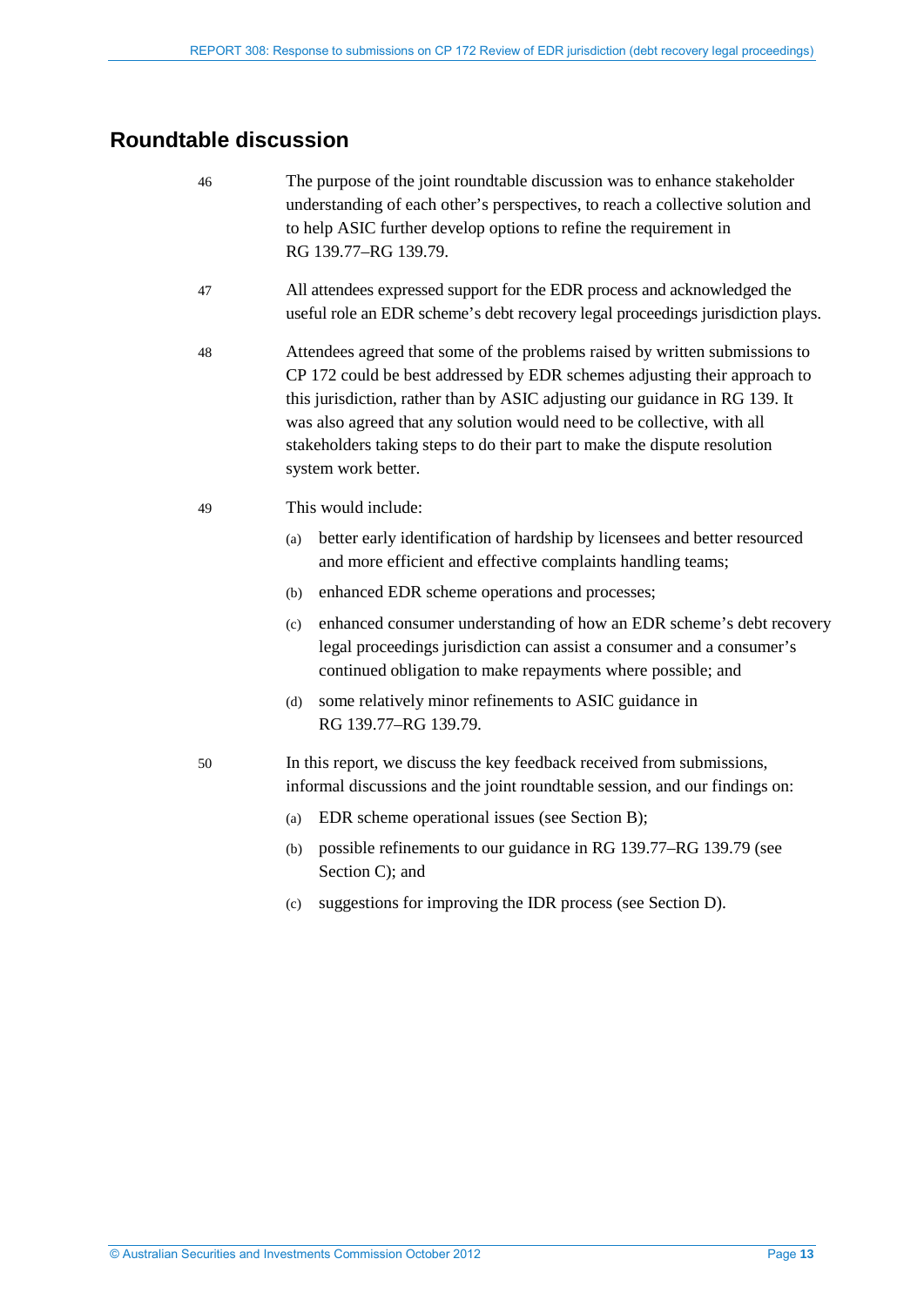## Roundtable discussion

46 The purpose of the joint roundtable discussion was to enhance stakeholder understanding of each other's perspectives, to reach a collective solution and to help ASIC further develop options to refine the requirement in RG 139.77–RG 139.79.

47 All attendees expressed support for the EDR process and acknowledged the useful role an EDR scheme's debt recovery legal proceedings jurisdiction plays.

48 Attendees agreed that some of the problems raised by written submissions to CP 172 could be best addressed by EDR schemes adjusting their approach to this jurisdiction, rather than by ASIC adjusting our guidance in RG 139. It was also agreed that any solution would need to be collective, with all stakeholders taking steps to do their part to make the dispute resolution system work better.

49 This would include:

(a) better early identification of hardship by licensees and better resourced and more efficient and effective complaints handling teams;

(b) enhanced EDR scheme operations and processes;

(c) enhanced consumer understanding of how an EDR scheme's debt recovery legal proceedings jurisdiction can assist a consumer and a consumer's continued obligation to make repayments where possible; and

(d) some relatively minor refinements to ASIC guidance in RG 139.77–RG 139.79.

50 In this report, we discuss the key feedback received from submissions, informal discussions and the joint roundtable session, and our findings on:

(a) EDR scheme operational issues (see Section B);

(b) possible refinements to our guidance in RG 139.77–RG 139.79 (see Section C); and

(c) suggestions for improving the IDR process (see Section D).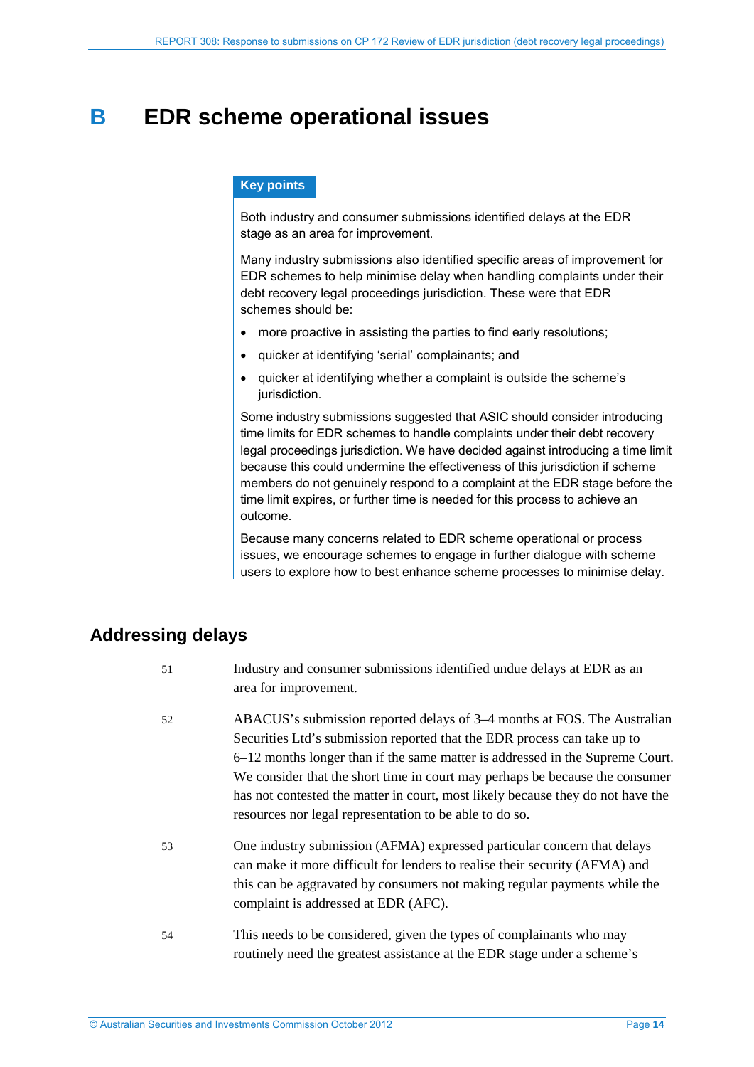# B EDR scheme operational issues

**Key points**

Both industry and consumer submissions identified delays at the EDR stage as an area for improvement.

Many industry submissions also identified specific areas of improvement for EDR schemes to help minimise delay when handling complaints under their debt recovery legal proceedings jurisdiction. These were that EDR schemes should be:

- more proactive in assisting the parties to find early resolutions;
- quicker at identifying 'serial' complainants; and
- quicker at identifying whether a complaint is outside the scheme's jurisdiction.

Some industry submissions suggested that ASIC should consider introducing time limits for EDR schemes to handle complaints under their debt recovery legal proceedings jurisdiction. We have decided against introducing a time limit because this could undermine the effectiveness of this jurisdiction if scheme members do not genuinely respond to a complaint at the EDR stage before the time limit expires, or further time is needed for this process to achieve an outcome.

Because many concerns related to EDR scheme operational or process issues, we encourage schemes to engage in further dialogue with scheme users to explore how to best enhance scheme processes to minimise delay.

## Addressing delays

51 Industry and consumer submissions identified undue delays at EDR as an area for improvement.

52 ABACUS's submission reported delays of 3–4 months at FOS. The Australian Securities Ltd's submission reported that the EDR process can take up to 6–12 months longer than if the same matter is addressed in the Supreme Court. We consider that the short time in court may perhaps be because the consumer has not contested the matter in court, most likely because they do not have the resources nor legal representation to be able to do so.

53 One industry submission (AFMA) expressed particular concern that delays can make it more difficult for lenders to realise their security (AFMA) and this can be aggravated by consumers not making regular payments while the complaint is addressed at EDR (AFC).

54 This needs to be considered, given the types of complainants who may routinely need the greatest assistance at the EDR stage under a scheme's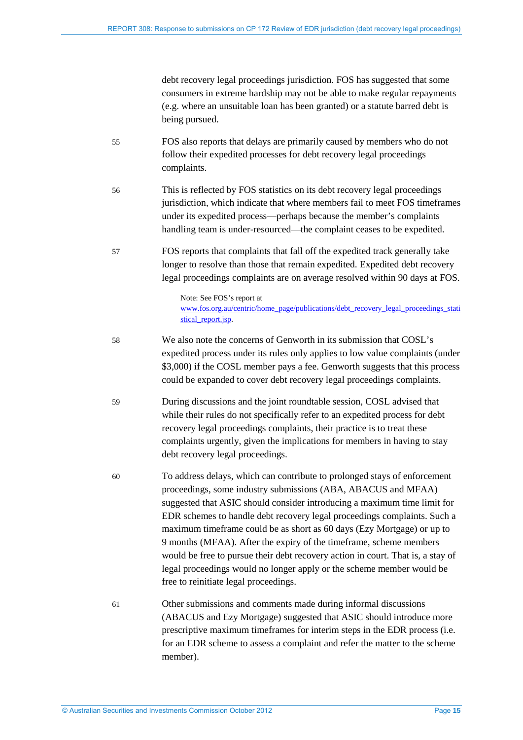debt recovery legal proceedings jurisdiction. FOS has suggested that some consumers in extreme hardship may not be able to make regular repayments (e.g. where an unsuitable loan has been granted) or a statute barred debt is being pursued.

55 FOS also reports that delays are primarily caused by members who do not follow their expedited processes for debt recovery legal proceedings complaints.

56 This is reflected by FOS statistics on its debt recovery legal proceedings jurisdiction, which indicate that where members fail to meet FOS timeframes under its expedited process—perhaps because the member's complaints handling team is under-resourced—the complaint ceases to be expedited.

57 FOS reports that complaints that fall off the expedited track generally take longer to resolve than those that remain expedited. Expedited debt recovery legal proceedings complaints are on average resolved within 90 days at FOS.

> Note: See FOS's report at www.fos.org.au/centric/home_page/publications/debt_recovery_legal_proceedings_statistical_report.jsp.

58 We also note the concerns of Genworth in its submission that COSL's expedited process under its rules only applies to low value complaints (under $3,000) if the COSL member pays a fee. Genworth suggests that this process could be expanded to cover debt recovery legal proceedings complaints.

59 During discussions and the joint roundtable session, COSL advised that while their rules do not specifically refer to an expedited process for debt recovery legal proceedings complaints, their practice is to treat these complaints urgently, given the implications for members in having to stay debt recovery legal proceedings.

60 To address delays, which can contribute to prolonged stays of enforcement proceedings, some industry submissions (ABA, ABACUS and MFAA) suggested that ASIC should consider introducing a maximum time limit for EDR schemes to handle debt recovery legal proceedings complaints. Such a maximum timeframe could be as short as 60 days (Ezy Mortgage) or up to 9 months (MFAA). After the expiry of the timeframe, scheme members would be free to pursue their debt recovery action in court. That is, a stay of legal proceedings would no longer apply or the scheme member would be free to reinitiate legal proceedings.

61 Other submissions and comments made during informal discussions (ABACUS and Ezy Mortgage) suggested that ASIC should introduce more prescriptive maximum timeframes for interim steps in the EDR process (i.e. for an EDR scheme to assess a complaint and refer the matter to the scheme member).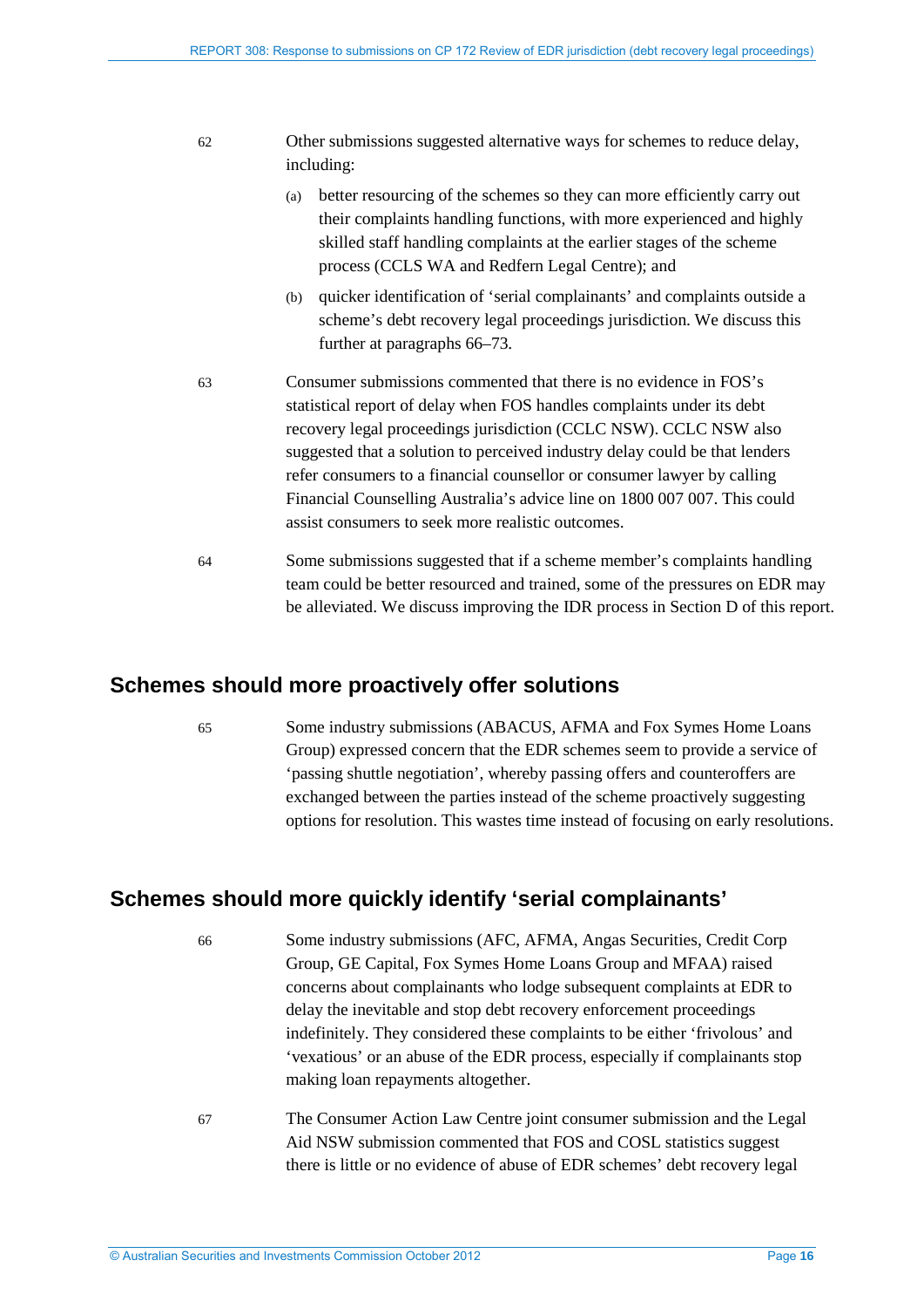62 Other submissions suggested alternative ways for schemes to reduce delay, including:

(a) better resourcing of the schemes so they can more efficiently carry out their complaints handling functions, with more experienced and highly skilled staff handling complaints at the earlier stages of the scheme process (CCLS WA and Redfern Legal Centre); and

(b) quicker identification of 'serial complainants' and complaints outside a scheme's debt recovery legal proceedings jurisdiction. We discuss this further at paragraphs 66–73.

63 Consumer submissions commented that there is no evidence in FOS's statistical report of delay when FOS handles complaints under its debt recovery legal proceedings jurisdiction (CCLC NSW). CCLC NSW also suggested that a solution to perceived industry delay could be that lenders refer consumers to a financial counsellor or consumer lawyer by calling Financial Counselling Australia's advice line on 1800 007 007. This could assist consumers to seek more realistic outcomes.

64 Some submissions suggested that if a scheme member's complaints handling team could be better resourced and trained, some of the pressures on EDR may be alleviated. We discuss improving the IDR process in Section D of this report.

## Schemes should more proactively offer solutions

65 Some industry submissions (ABACUS, AFMA and Fox Symes Home Loans Group) expressed concern that the EDR schemes seem to provide a service of 'passing shuttle negotiation', whereby passing offers and counteroffers are exchanged between the parties instead of the scheme proactively suggesting options for resolution. This wastes time instead of focusing on early resolutions.

## Schemes should more quickly identify 'serial complainants'

66 Some industry submissions (AFC, AFMA, Angas Securities, Credit Corp Group, GE Capital, Fox Symes Home Loans Group and MFAA) raised concerns about complainants who lodge subsequent complaints at EDR to delay the inevitable and stop debt recovery enforcement proceedings indefinitely. They considered these complaints to be either 'frivolous' and 'vexatious' or an abuse of the EDR process, especially if complainants stop making loan repayments altogether.

67 The Consumer Action Law Centre joint consumer submission and the Legal Aid NSW submission commented that FOS and COSL statistics suggest there is little or no evidence of abuse of EDR schemes' debt recovery legal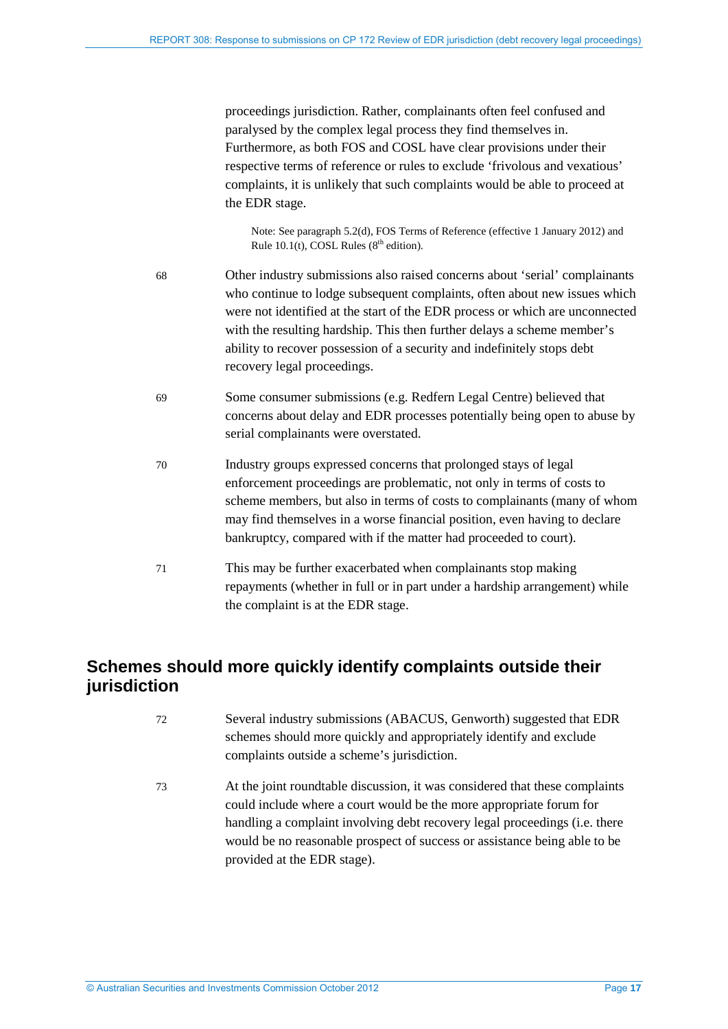proceedings jurisdiction. Rather, complainants often feel confused and paralysed by the complex legal process they find themselves in. Furthermore, as both FOS and COSL have clear provisions under their respective terms of reference or rules to exclude 'frivolous and vexatious' complaints, it is unlikely that such complaints would be able to proceed at the EDR stage.

Note: See paragraph 5.2(d), FOS Terms of Reference (effective 1 January 2012) and Rule 10.1(t), COSL Rules (8th edition).

68 Other industry submissions also raised concerns about 'serial' complainants who continue to lodge subsequent complaints, often about new issues which were not identified at the start of the EDR process or which are unconnected with the resulting hardship. This then further delays a scheme member's ability to recover possession of a security and indefinitely stops debt recovery legal proceedings.

69 Some consumer submissions (e.g. Redfern Legal Centre) believed that concerns about delay and EDR processes potentially being open to abuse by serial complainants were overstated.

70 Industry groups expressed concerns that prolonged stays of legal enforcement proceedings are problematic, not only in terms of costs to scheme members, but also in terms of costs to complainants (many of whom may find themselves in a worse financial position, even having to declare bankruptcy, compared with if the matter had proceeded to court).

71 This may be further exacerbated when complainants stop making repayments (whether in full or in part under a hardship arrangement) while the complaint is at the EDR stage.

## Schemes should more quickly identify complaints outside their jurisdiction

72 Several industry submissions (ABACUS, Genworth) suggested that EDR schemes should more quickly and appropriately identify and exclude complaints outside a scheme's jurisdiction.

73 At the joint roundtable discussion, it was considered that these complaints could include where a court would be the more appropriate forum for handling a complaint involving debt recovery legal proceedings (i.e. there would be no reasonable prospect of success or assistance being able to be provided at the EDR stage).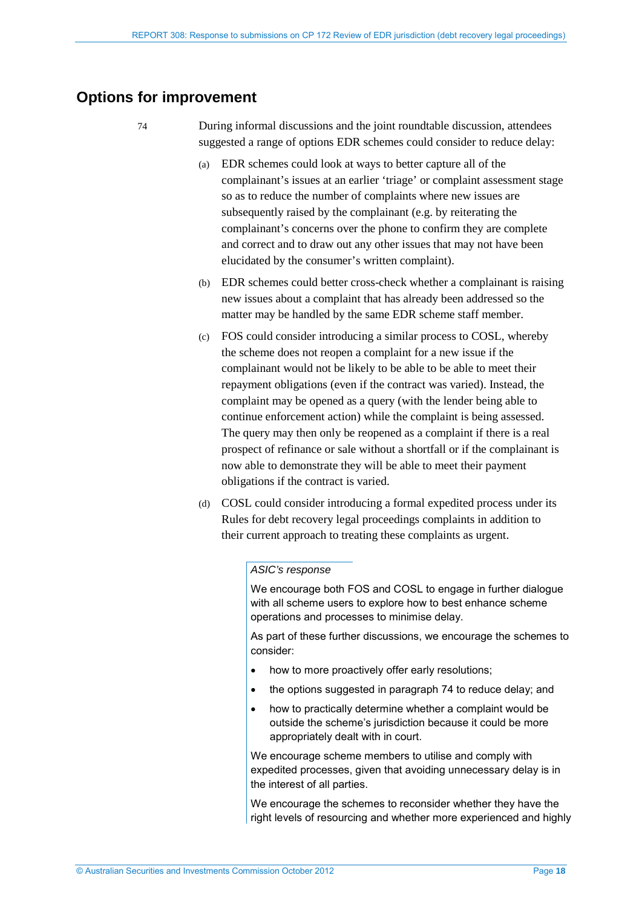## Options for improvement

74 During informal discussions and the joint roundtable discussion, attendees suggested a range of options EDR schemes could consider to reduce delay:

(a) EDR schemes could look at ways to better capture all of the complainant's issues at an earlier 'triage' or complaint assessment stage so as to reduce the number of complaints where new issues are subsequently raised by the complainant (e.g. by reiterating the complainant's concerns over the phone to confirm they are complete and correct and to draw out any other issues that may not have been elucidated by the consumer's written complaint).

(b) EDR schemes could better cross-check whether a complainant is raising new issues about a complaint that has already been addressed so the matter may be handled by the same EDR scheme staff member.

(c) FOS could consider introducing a similar process to COSL, whereby the scheme does not reopen a complaint for a new issue if the complainant would not be likely to be able to be able to meet their repayment obligations (even if the contract was varied). Instead, the complaint may be opened as a query (with the lender being able to continue enforcement action) while the complaint is being assessed. The query may then only be reopened as a complaint if there is a real prospect of refinance or sale without a shortfall or if the complainant is now able to demonstrate they will be able to meet their payment obligations if the contract is varied.

(d) COSL could consider introducing a formal expedited process under its Rules for debt recovery legal proceedings complaints in addition to their current approach to treating these complaints as urgent.

> *ASIC's response*
>
> We encourage both FOS and COSL to engage in further dialogue with all scheme users to explore how to best enhance scheme operations and processes to minimise delay.
>
> As part of these further discussions, we encourage the schemes to consider:
>
> - how to more proactively offer early resolutions;
> - the options suggested in paragraph 74 to reduce delay; and
> - how to practically determine whether a complaint would be outside the scheme's jurisdiction because it could be more appropriately dealt with in court.
>
> We encourage scheme members to utilise and comply with expedited processes, given that avoiding unnecessary delay is in the interest of all parties.
>
> We encourage the schemes to reconsider whether they have the right levels of resourcing and whether more experienced and highly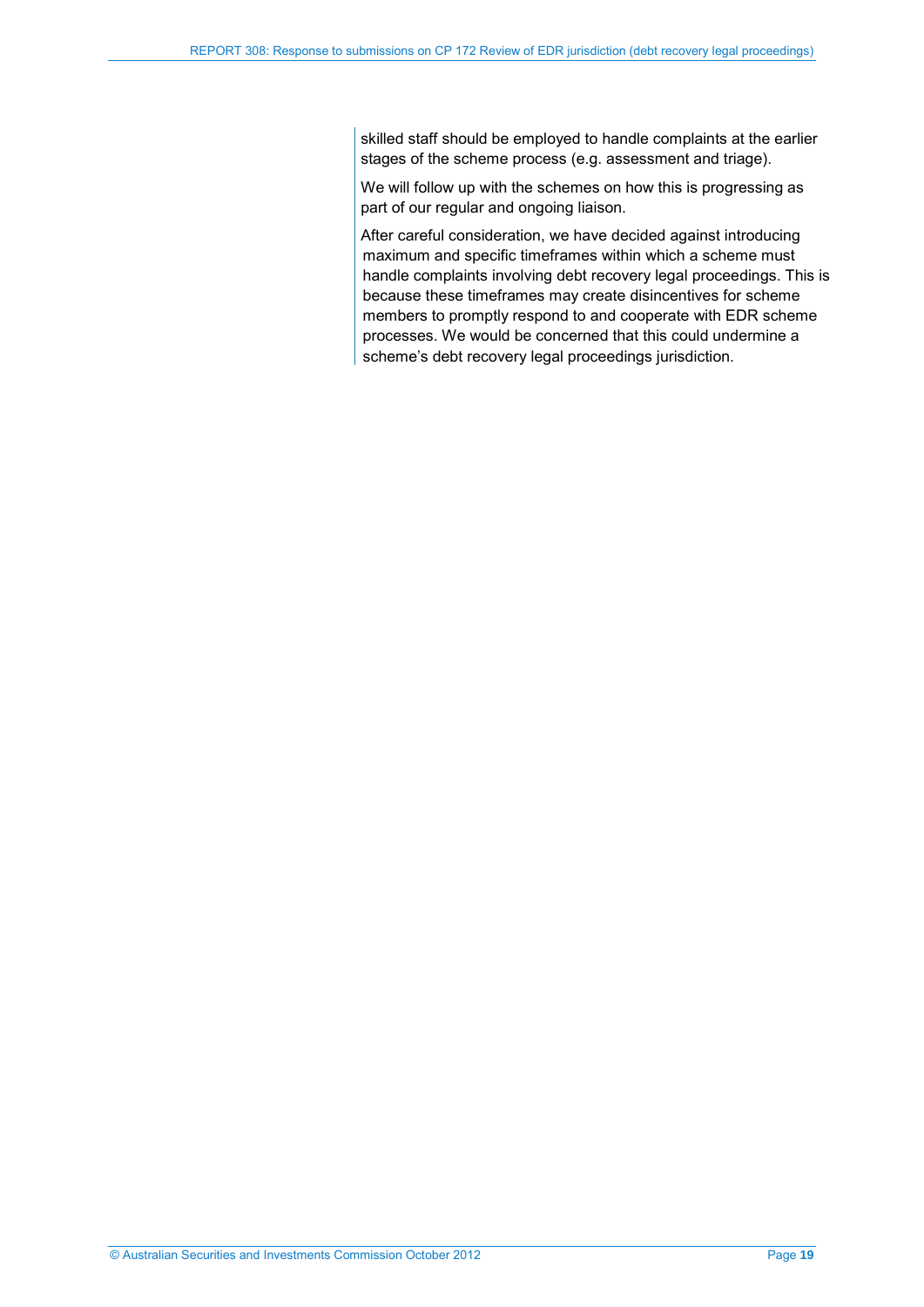skilled staff should be employed to handle complaints at the earlier stages of the scheme process (e.g. assessment and triage).

We will follow up with the schemes on how this is progressing as part of our regular and ongoing liaison.

After careful consideration, we have decided against introducing maximum and specific timeframes within which a scheme must handle complaints involving debt recovery legal proceedings. This is because these timeframes may create disincentives for scheme members to promptly respond to and cooperate with EDR scheme processes. We would be concerned that this could undermine a scheme's debt recovery legal proceedings jurisdiction.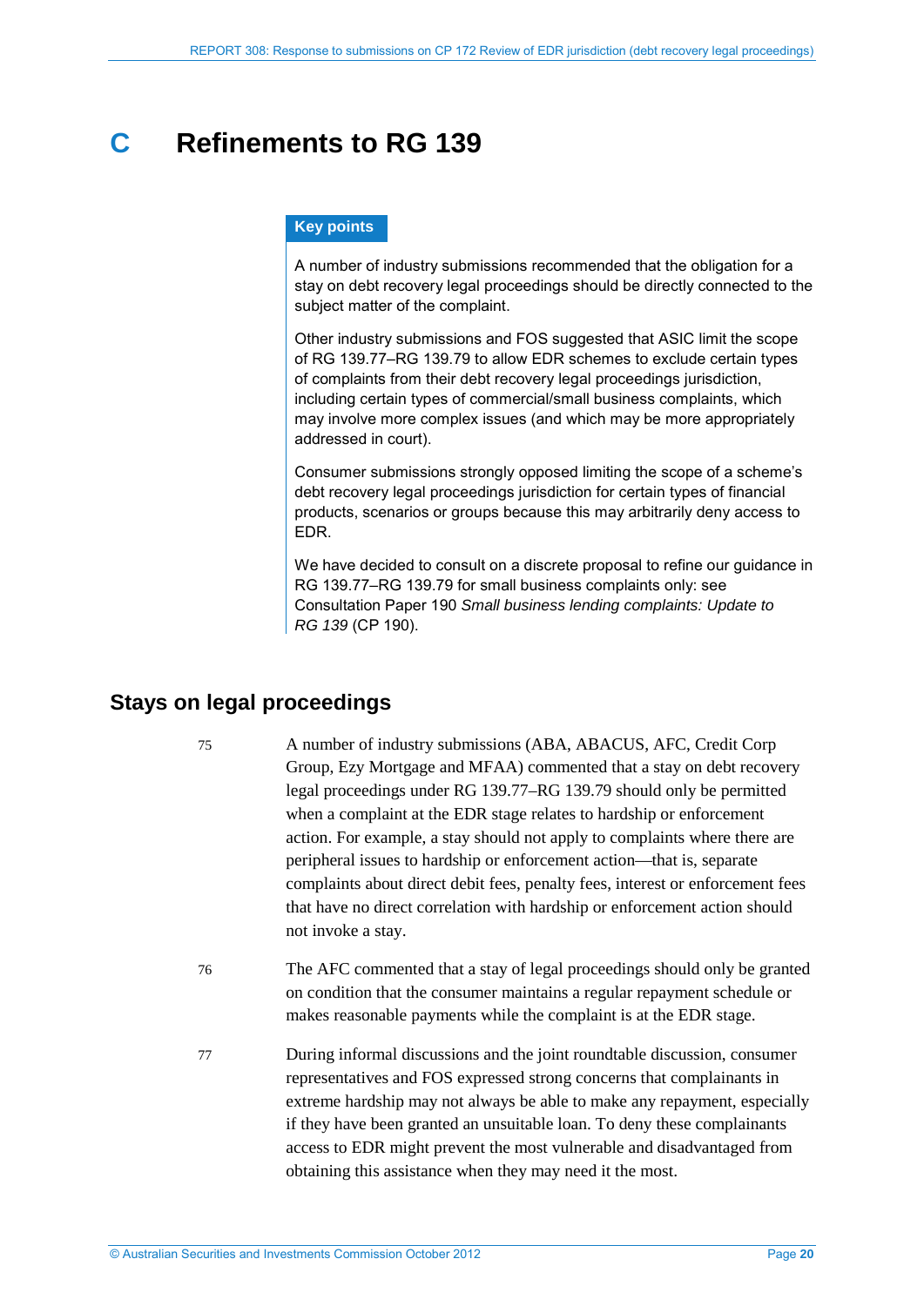# C Refinements to RG 139

**Key points**

A number of industry submissions recommended that the obligation for a stay on debt recovery legal proceedings should be directly connected to the subject matter of the complaint.

Other industry submissions and FOS suggested that ASIC limit the scope of RG 139.77–RG 139.79 to allow EDR schemes to exclude certain types of complaints from their debt recovery legal proceedings jurisdiction, including certain types of commercial/small business complaints, which may involve more complex issues (and which may be more appropriately addressed in court).

Consumer submissions strongly opposed limiting the scope of a scheme's debt recovery legal proceedings jurisdiction for certain types of financial products, scenarios or groups because this may arbitrarily deny access to EDR.

We have decided to consult on a discrete proposal to refine our guidance in RG 139.77–RG 139.79 for small business complaints only: see Consultation Paper 190 *Small business lending complaints: Update to RG 139* (CP 190).

## Stays on legal proceedings

75 A number of industry submissions (ABA, ABACUS, AFC, Credit Corp Group, Ezy Mortgage and MFAA) commented that a stay on debt recovery legal proceedings under RG 139.77–RG 139.79 should only be permitted when a complaint at the EDR stage relates to hardship or enforcement action. For example, a stay should not apply to complaints where there are peripheral issues to hardship or enforcement action—that is, separate complaints about direct debit fees, penalty fees, interest or enforcement fees that have no direct correlation with hardship or enforcement action should not invoke a stay.

76 The AFC commented that a stay of legal proceedings should only be granted on condition that the consumer maintains a regular repayment schedule or makes reasonable payments while the complaint is at the EDR stage.

77 During informal discussions and the joint roundtable discussion, consumer representatives and FOS expressed strong concerns that complainants in extreme hardship may not always be able to make any repayment, especially if they have been granted an unsuitable loan. To deny these complainants access to EDR might prevent the most vulnerable and disadvantaged from obtaining this assistance when they may need it the most.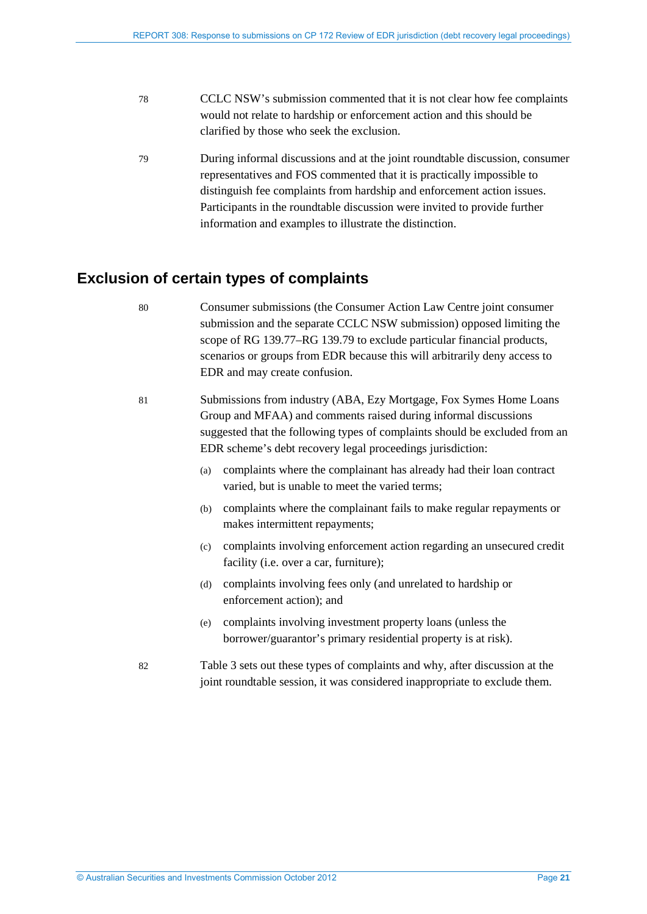78 CCLC NSW's submission commented that it is not clear how fee complaints would not relate to hardship or enforcement action and this should be clarified by those who seek the exclusion.

79 During informal discussions and at the joint roundtable discussion, consumer representatives and FOS commented that it is practically impossible to distinguish fee complaints from hardship and enforcement action issues. Participants in the roundtable discussion were invited to provide further information and examples to illustrate the distinction.

## Exclusion of certain types of complaints

80 Consumer submissions (the Consumer Action Law Centre joint consumer submission and the separate CCLC NSW submission) opposed limiting the scope of RG 139.77–RG 139.79 to exclude particular financial products, scenarios or groups from EDR because this will arbitrarily deny access to EDR and may create confusion.

81 Submissions from industry (ABA, Ezy Mortgage, Fox Symes Home Loans Group and MFAA) and comments raised during informal discussions suggested that the following types of complaints should be excluded from an EDR scheme's debt recovery legal proceedings jurisdiction:

(a) complaints where the complainant has already had their loan contract varied, but is unable to meet the varied terms;

(b) complaints where the complainant fails to make regular repayments or makes intermittent repayments;

(c) complaints involving enforcement action regarding an unsecured credit facility (i.e. over a car, furniture);

(d) complaints involving fees only (and unrelated to hardship or enforcement action); and

(e) complaints involving investment property loans (unless the borrower/guarantor's primary residential property is at risk).

82 Table 3 sets out these types of complaints and why, after discussion at the joint roundtable session, it was considered inappropriate to exclude them.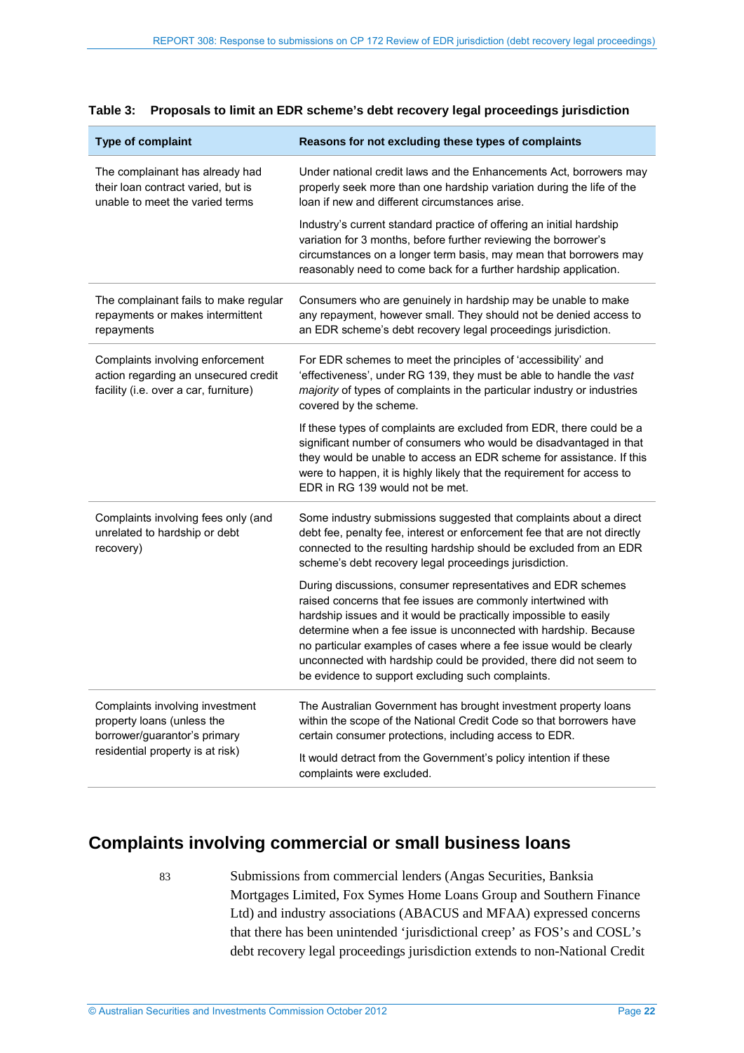**Table 3: Proposals to limit an EDR scheme's debt recovery legal proceedings jurisdiction**

| Type of complaint | Reasons for not excluding these types of complaints |
|---|---|
| The complainant has already had their loan contract varied, but is unable to meet the varied terms | Under national credit laws and the Enhancements Act, borrowers may properly seek more than one hardship variation during the life of the loan if new and different circumstances arise.<br><br>Industry's current standard practice of offering an initial hardship variation for 3 months, before further reviewing the borrower's circumstances on a longer term basis, may mean that borrowers may reasonably need to come back for a further hardship application. |
| The complainant fails to make regular repayments or makes intermittent repayments | Consumers who are genuinely in hardship may be unable to make any repayment, however small. They should not be denied access to an EDR scheme's debt recovery legal proceedings jurisdiction. |
| Complaints involving enforcement action regarding an unsecured credit facility (i.e. over a car, furniture) | For EDR schemes to meet the principles of 'accessibility' and 'effectiveness', under RG 139, they must be able to handle the *vast majority* of types of complaints in the particular industry or industries covered by the scheme.<br><br>If these types of complaints are excluded from EDR, there could be a significant number of consumers who would be disadvantaged in that they would be unable to access an EDR scheme for assistance. If this were to happen, it is highly likely that the requirement for access to EDR in RG 139 would not be met. |
| Complaints involving fees only (and unrelated to hardship or debt recovery) | Some industry submissions suggested that complaints about a direct debt fee, penalty fee, interest or enforcement fee that are not directly connected to the resulting hardship should be excluded from an EDR scheme's debt recovery legal proceedings jurisdiction.<br><br>During discussions, consumer representatives and EDR schemes raised concerns that fee issues are commonly intertwined with hardship issues and it would be practically impossible to easily determine when a fee issue is unconnected with hardship. Because no particular examples of cases where a fee issue would be clearly unconnected with hardship could be provided, there did not seem to be evidence to support excluding such complaints. |
| Complaints involving investment property loans (unless the borrower/guarantor's primary residential property is at risk) | The Australian Government has brought investment property loans within the scope of the National Credit Code so that borrowers have certain consumer protections, including access to EDR.<br><br>It would detract from the Government's policy intention if these complaints were excluded. |

## Complaints involving commercial or small business loans

83 Submissions from commercial lenders (Angas Securities, Banksia Mortgages Limited, Fox Symes Home Loans Group and Southern Finance Ltd) and industry associations (ABACUS and MFAA) expressed concerns that there has been unintended 'jurisdictional creep' as FOS's and COSL's debt recovery legal proceedings jurisdiction extends to non-National Credit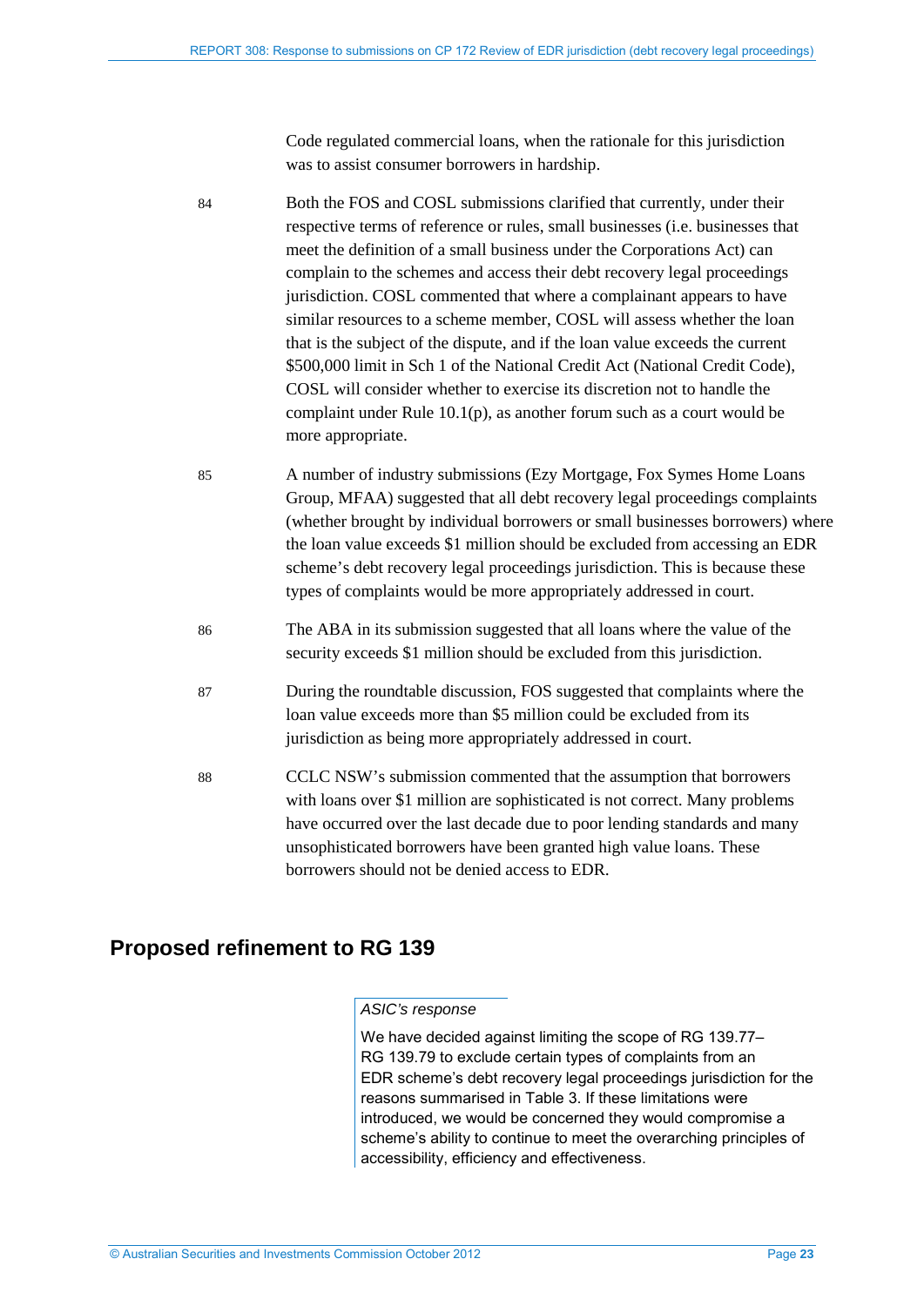Code regulated commercial loans, when the rationale for this jurisdiction was to assist consumer borrowers in hardship.

84 Both the FOS and COSL submissions clarified that currently, under their respective terms of reference or rules, small businesses (i.e. businesses that meet the definition of a small business under the Corporations Act) can complain to the schemes and access their debt recovery legal proceedings jurisdiction. COSL commented that where a complainant appears to have similar resources to a scheme member, COSL will assess whether the loan that is the subject of the dispute, and if the loan value exceeds the current $500,000 limit in Sch 1 of the National Credit Act (National Credit Code), COSL will consider whether to exercise its discretion not to handle the complaint under Rule 10.1(p), as another forum such as a court would be more appropriate.

85 A number of industry submissions (Ezy Mortgage, Fox Symes Home Loans Group, MFAA) suggested that all debt recovery legal proceedings complaints (whether brought by individual borrowers or small businesses borrowers) where the loan value exceeds $1 million should be excluded from accessing an EDR scheme's debt recovery legal proceedings jurisdiction. This is because these types of complaints would be more appropriately addressed in court.

86 The ABA in its submission suggested that all loans where the value of the security exceeds $1 million should be excluded from this jurisdiction.

87 During the roundtable discussion, FOS suggested that complaints where the loan value exceeds more than $5 million could be excluded from its jurisdiction as being more appropriately addressed in court.

88 CCLC NSW's submission commented that the assumption that borrowers with loans over $1 million are sophisticated is not correct. Many problems have occurred over the last decade due to poor lending standards and many unsophisticated borrowers have been granted high value loans. These borrowers should not be denied access to EDR.

## Proposed refinement to RG 139

*ASIC's response*

We have decided against limiting the scope of RG 139.77–RG 139.79 to exclude certain types of complaints from an EDR scheme's debt recovery legal proceedings jurisdiction for the reasons summarised in Table 3. If these limitations were introduced, we would be concerned they would compromise a scheme's ability to continue to meet the overarching principles of accessibility, efficiency and effectiveness.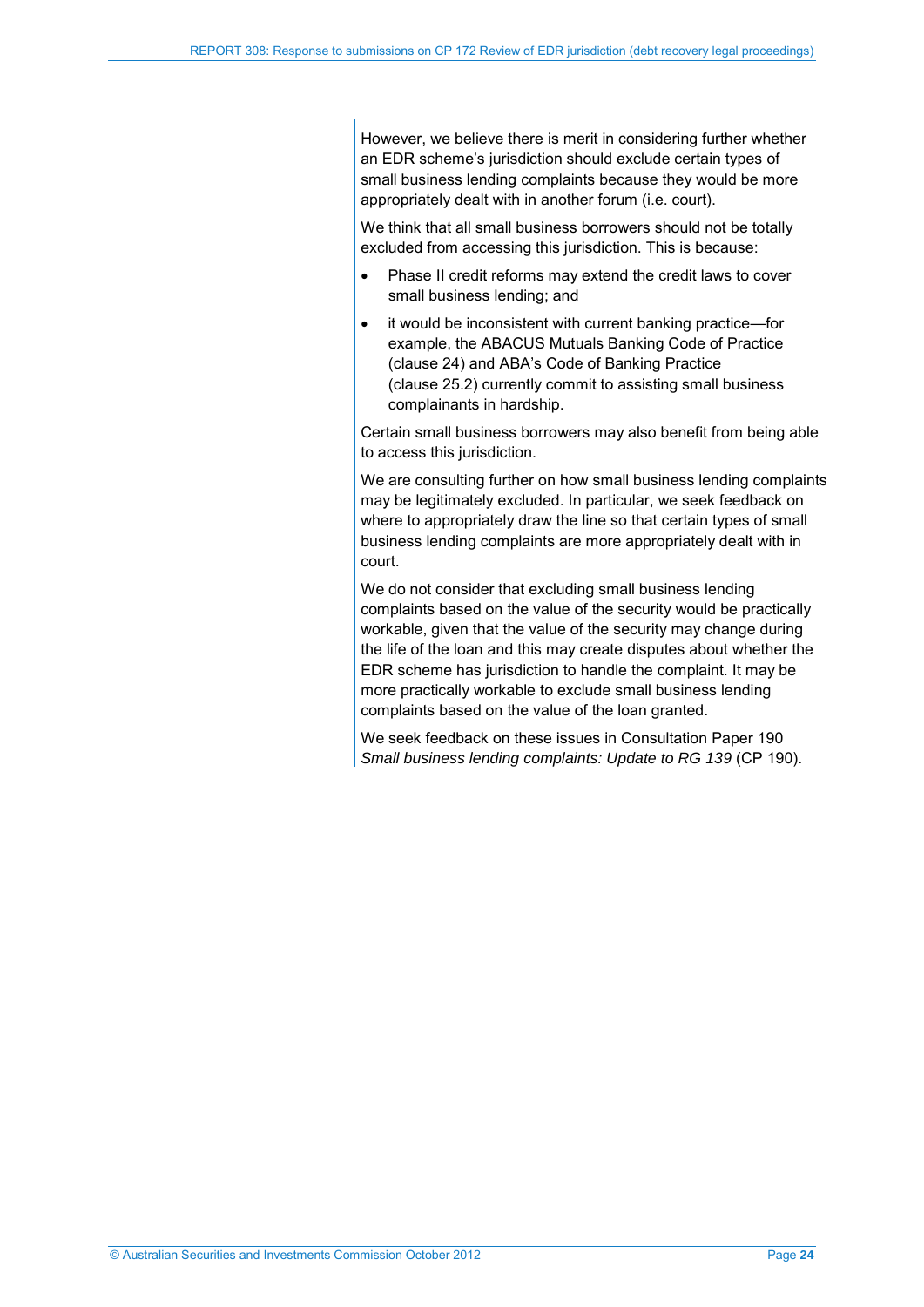However, we believe there is merit in considering further whether an EDR scheme's jurisdiction should exclude certain types of small business lending complaints because they would be more appropriately dealt with in another forum (i.e. court).

We think that all small business borrowers should not be totally excluded from accessing this jurisdiction. This is because:

- Phase II credit reforms may extend the credit laws to cover small business lending; and
- it would be inconsistent with current banking practice—for example, the ABACUS Mutuals Banking Code of Practice (clause 24) and ABA's Code of Banking Practice (clause 25.2) currently commit to assisting small business complainants in hardship.

Certain small business borrowers may also benefit from being able to access this jurisdiction.

We are consulting further on how small business lending complaints may be legitimately excluded. In particular, we seek feedback on where to appropriately draw the line so that certain types of small business lending complaints are more appropriately dealt with in court.

We do not consider that excluding small business lending complaints based on the value of the security would be practically workable, given that the value of the security may change during the life of the loan and this may create disputes about whether the EDR scheme has jurisdiction to handle the complaint. It may be more practically workable to exclude small business lending complaints based on the value of the loan granted.

We seek feedback on these issues in Consultation Paper 190 *Small business lending complaints: Update to RG 139* (CP 190).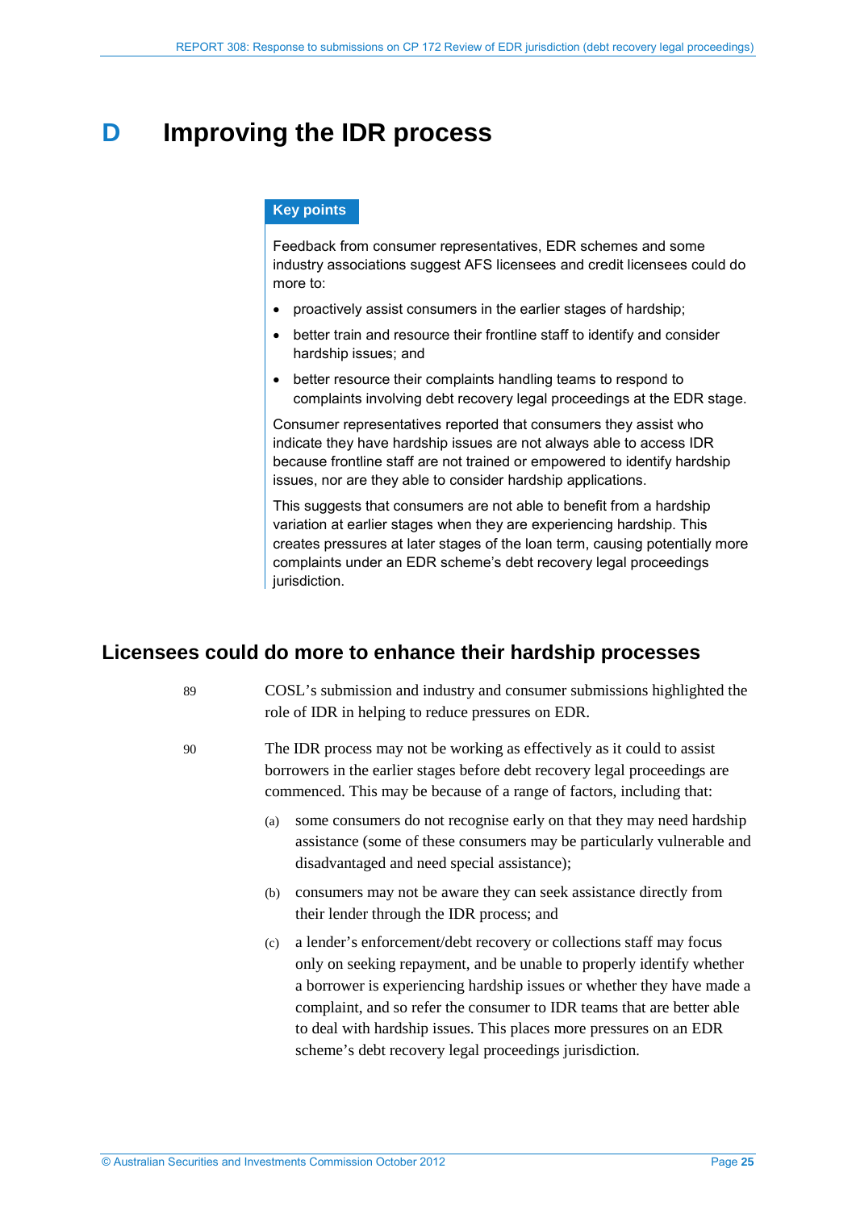# D Improving the IDR process

**Key points**

Feedback from consumer representatives, EDR schemes and some industry associations suggest AFS licensees and credit licensees could do more to:

- proactively assist consumers in the earlier stages of hardship;
- better train and resource their frontline staff to identify and consider hardship issues; and
- better resource their complaints handling teams to respond to complaints involving debt recovery legal proceedings at the EDR stage.

Consumer representatives reported that consumers they assist who indicate they have hardship issues are not always able to access IDR because frontline staff are not trained or empowered to identify hardship issues, nor are they able to consider hardship applications.

This suggests that consumers are not able to benefit from a hardship variation at earlier stages when they are experiencing hardship. This creates pressures at later stages of the loan term, causing potentially more complaints under an EDR scheme's debt recovery legal proceedings jurisdiction.

## Licensees could do more to enhance their hardship processes

89 COSL's submission and industry and consumer submissions highlighted the role of IDR in helping to reduce pressures on EDR.

90 The IDR process may not be working as effectively as it could to assist borrowers in the earlier stages before debt recovery legal proceedings are commenced. This may be because of a range of factors, including that:

(a) some consumers do not recognise early on that they may need hardship assistance (some of these consumers may be particularly vulnerable and disadvantaged and need special assistance);

(b) consumers may not be aware they can seek assistance directly from their lender through the IDR process; and

(c) a lender's enforcement/debt recovery or collections staff may focus only on seeking repayment, and be unable to properly identify whether a borrower is experiencing hardship issues or whether they have made a complaint, and so refer the consumer to IDR teams that are better able to deal with hardship issues. This places more pressures on an EDR scheme's debt recovery legal proceedings jurisdiction.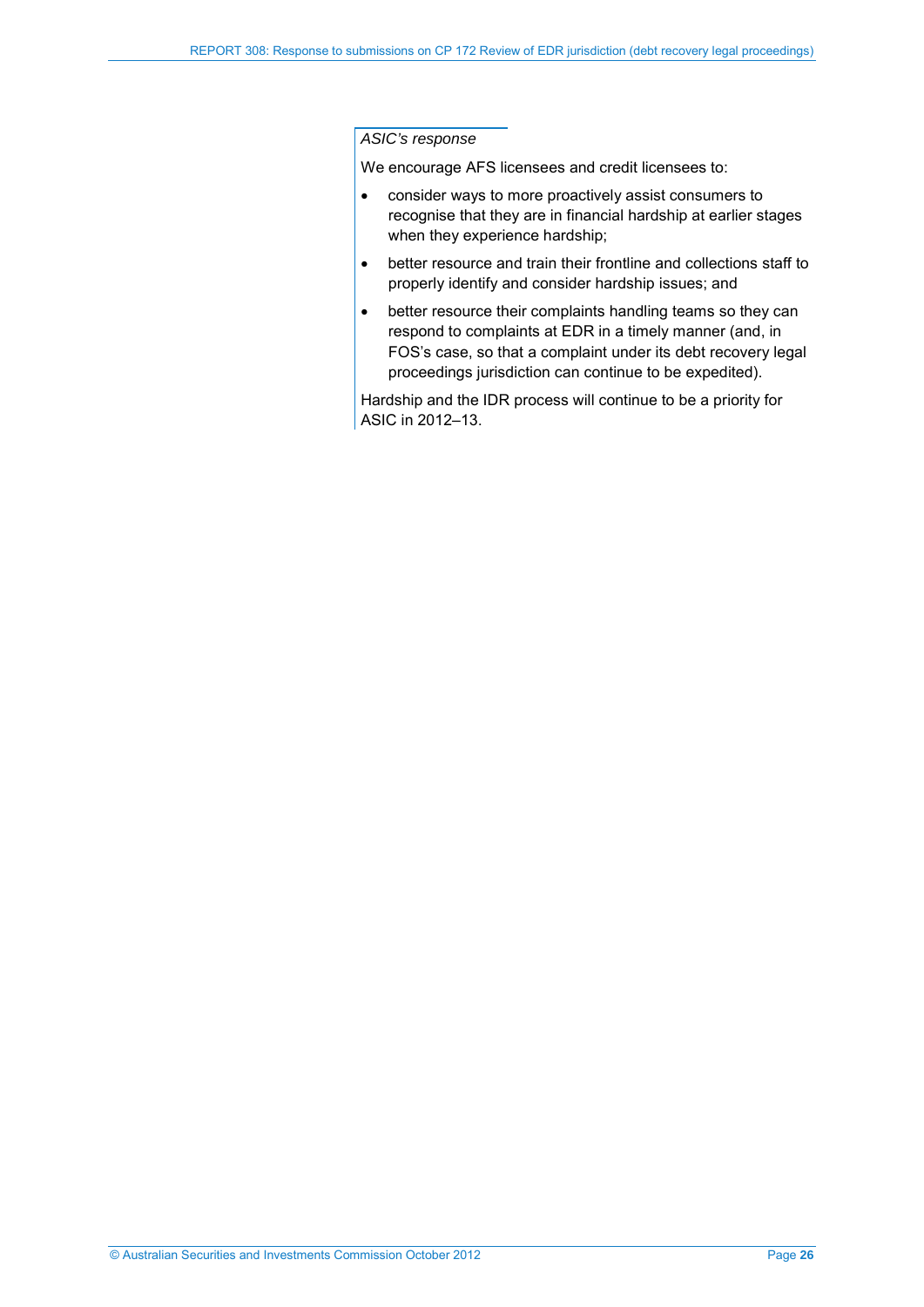*ASIC's response*

We encourage AFS licensees and credit licensees to:

- consider ways to more proactively assist consumers to recognise that they are in financial hardship at earlier stages when they experience hardship;
- better resource and train their frontline and collections staff to properly identify and consider hardship issues; and
- better resource their complaints handling teams so they can respond to complaints at EDR in a timely manner (and, in FOS's case, so that a complaint under its debt recovery legal proceedings jurisdiction can continue to be expedited).

Hardship and the IDR process will continue to be a priority for ASIC in 2012–13.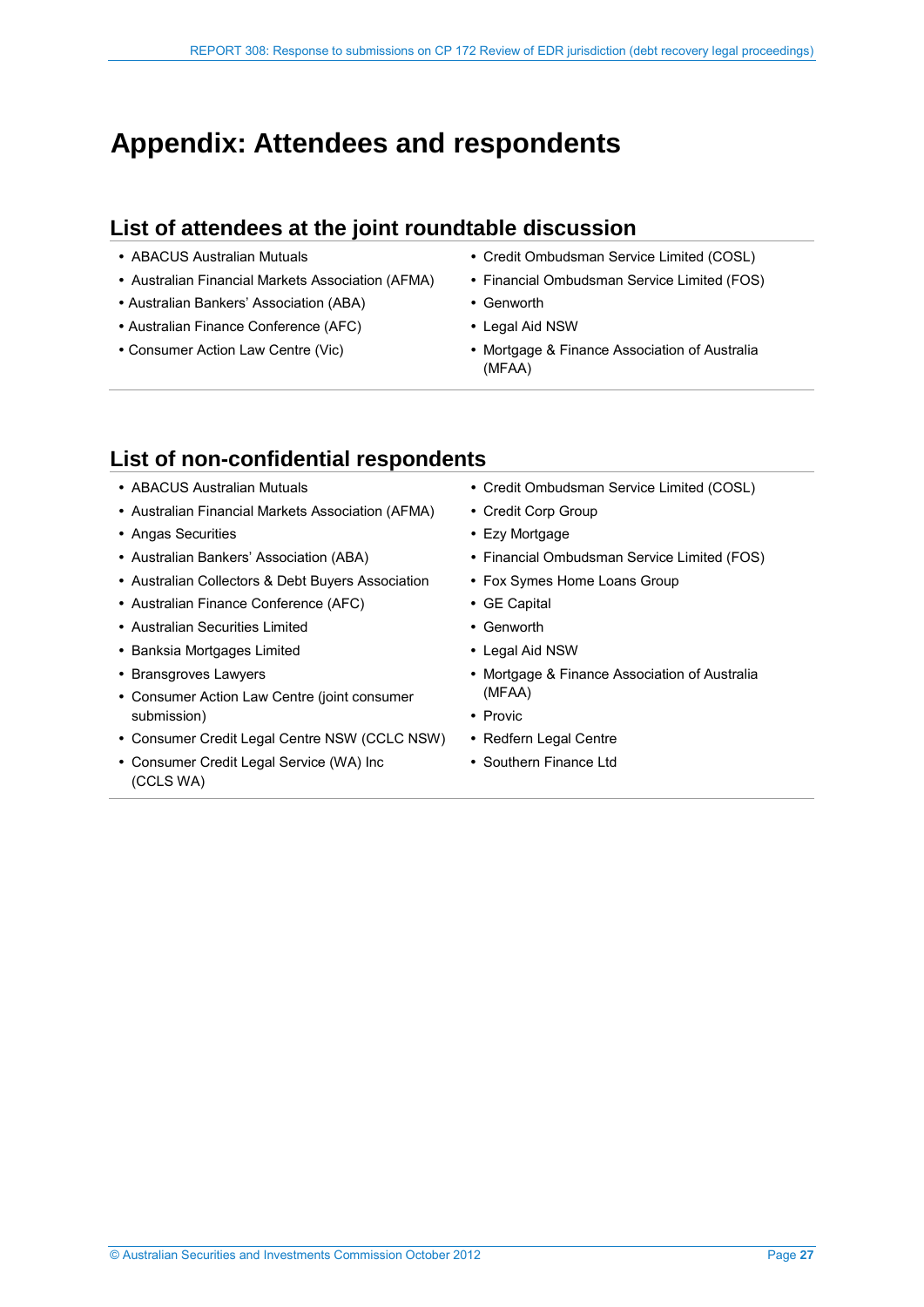# Appendix: Attendees and respondents

## List of attendees at the joint roundtable discussion

- ABACUS Australian Mutuals
- Australian Financial Markets Association (AFMA)
- Australian Bankers' Association (ABA)
- Australian Finance Conference (AFC)
- Consumer Action Law Centre (Vic)
- Credit Ombudsman Service Limited (COSL)
- Financial Ombudsman Service Limited (FOS)
- Genworth
- Legal Aid NSW
- Mortgage & Finance Association of Australia (MFAA)

## List of non-confidential respondents

- ABACUS Australian Mutuals
- Australian Financial Markets Association (AFMA)
- Angas Securities
- Australian Bankers' Association (ABA)
- Australian Collectors & Debt Buyers Association
- Australian Finance Conference (AFC)
- Australian Securities Limited
- Banksia Mortgages Limited
- Bransgroves Lawyers
- Consumer Action Law Centre (joint consumer submission)
- Consumer Credit Legal Centre NSW (CCLC NSW)
- Consumer Credit Legal Service (WA) Inc (CCLS WA)
- Credit Ombudsman Service Limited (COSL)
- Credit Corp Group
- Ezy Mortgage
- Financial Ombudsman Service Limited (FOS)
- Fox Symes Home Loans Group
- GE Capital
- Genworth
- Legal Aid NSW
- Mortgage & Finance Association of Australia (MFAA)
- Provic
- Redfern Legal Centre
- Southern Finance Ltd